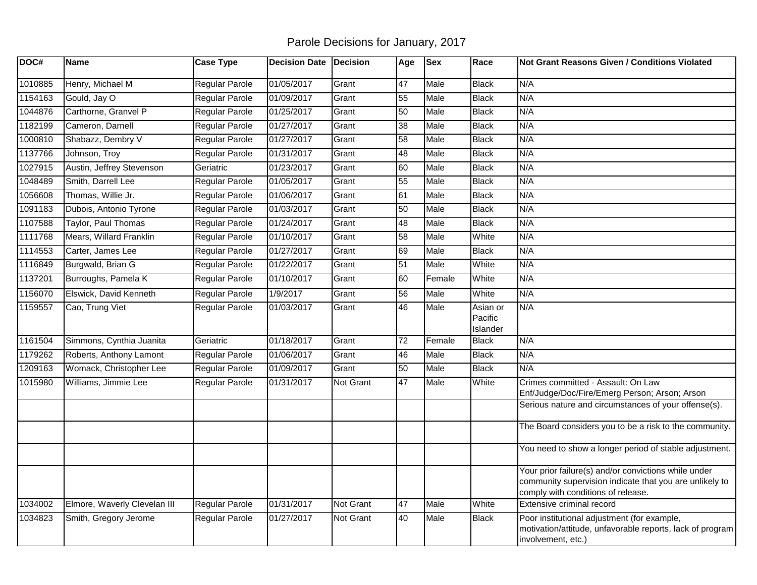# Parole Decisions for January, 2017

| DOC# | Name | Case Type | Decision Date | Decision | Age | Sex | Race | Not Grant Reasons Given / Conditions Violated |
|---|---|---|---|---|---|---|---|---|
| 1010885 | Henry, Michael M | Regular Parole | 01/05/2017 | Grant | 47 | Male | Black | N/A |
| 1154163 | Gould, Jay O | Regular Parole | 01/09/2017 | Grant | 55 | Male | Black | N/A |
| 1044876 | Carthorne, Granvel P | Regular Parole | 01/25/2017 | Grant | 50 | Male | Black | N/A |
| 1182199 | Cameron, Darnell | Regular Parole | 01/27/2017 | Grant | 38 | Male | Black | N/A |
| 1000810 | Shabazz, Dembry V | Regular Parole | 01/27/2017 | Grant | 58 | Male | Black | N/A |
| 1137766 | Johnson, Troy | Regular Parole | 01/31/2017 | Grant | 48 | Male | Black | N/A |
| 1027915 | Austin, Jeffrey Stevenson | Geriatric | 01/23/2017 | Grant | 60 | Male | Black | N/A |
| 1048489 | Smith, Darrell Lee | Regular Parole | 01/05/2017 | Grant | 55 | Male | Black | N/A |
| 1056608 | Thomas, Willie Jr. | Regular Parole | 01/06/2017 | Grant | 61 | Male | Black | N/A |
| 1091183 | Dubois, Antonio Tyrone | Regular Parole | 01/03/2017 | Grant | 50 | Male | Black | N/A |
| 1107588 | Taylor, Paul Thomas | Regular Parole | 01/24/2017 | Grant | 48 | Male | Black | N/A |
| 1111768 | Mears, Willard Franklin | Regular Parole | 01/10/2017 | Grant | 58 | Male | White | N/A |
| 1114553 | Carter, James Lee | Regular Parole | 01/27/2017 | Grant | 69 | Male | Black | N/A |
| 1116849 | Burgwald, Brian G | Regular Parole | 01/22/2017 | Grant | 51 | Male | White | N/A |
| 1137201 | Burroughs, Pamela K | Regular Parole | 01/10/2017 | Grant | 60 | Female | White | N/A |
| 1156070 | Elswick, David Kenneth | Regular Parole | 1/9/2017 | Grant | 56 | Male | White | N/A |
| 1159557 | Cao, Trung Viet | Regular Parole | 01/03/2017 | Grant | 46 | Male | Asian or Pacific Islander | N/A |
| 1161504 | Simmons, Cynthia Juanita | Geriatric | 01/18/2017 | Grant | 72 | Female | Black | N/A |
| 1179262 | Roberts, Anthony Lamont | Regular Parole | 01/06/2017 | Grant | 46 | Male | Black | N/A |
| 1209163 | Womack, Christopher Lee | Regular Parole | 01/09/2017 | Grant | 50 | Male | Black | N/A |
| 1015980 | Williams, Jimmie Lee | Regular Parole | 01/31/2017 | Not Grant | 47 | Male | White | Crimes committed - Assault: On Law Enf/Judge/Doc/Fire/Emerg Person; Arson; Arson |
| | | | | | | | | Serious nature and circumstances of your offense(s). |
| | | | | | | | | The Board considers you to be a risk to the community. |
| | | | | | | | | You need to show a longer period of stable adjustment. |
| | | | | | | | | Your prior failure(s) and/or convictions while under community supervision indicate that you are unlikely to comply with conditions of release. |
| 1034002 | Elmore, Waverly Clevelan III | Regular Parole | 01/31/2017 | Not Grant | 47 | Male | White | Extensive criminal record |
| 1034823 | Smith, Gregory Jerome | Regular Parole | 01/27/2017 | Not Grant | 40 | Male | Black | Poor institutional adjustment (for example, motivation/attitude, unfavorable reports, lack of program involvement, etc.) |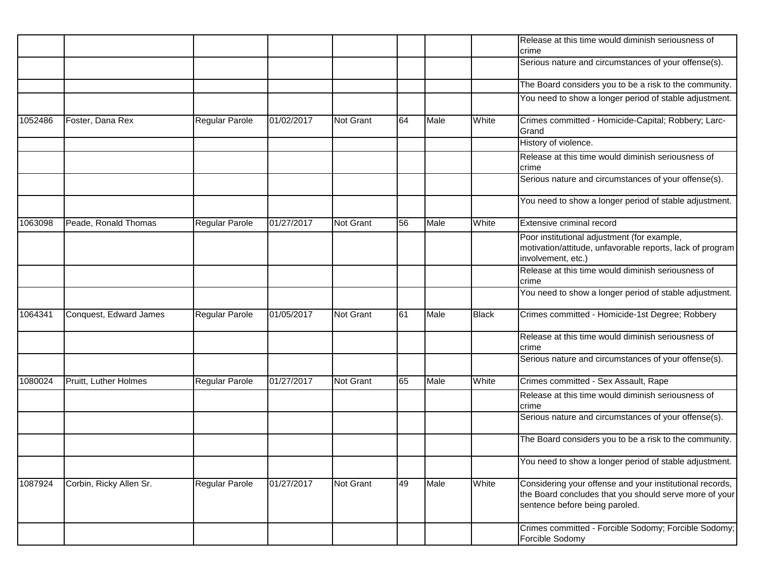| | | | | | | | | |
|---|---|---|---|---|---|---|---|---|
| | | | | | | | | Release at this time would diminish seriousness of crime |
| | | | | | | | | Serious nature and circumstances of your offense(s). |
| | | | | | | | | The Board considers you to be a risk to the community. |
| | | | | | | | | You need to show a longer period of stable adjustment. |
| 1052486 | Foster, Dana Rex | Regular Parole | 01/02/2017 | Not Grant | 64 | Male | White | Crimes committed - Homicide-Capital; Robbery; Larc-Grand |
| | | | | | | | | History of violence. |
| | | | | | | | | Release at this time would diminish seriousness of crime |
| | | | | | | | | Serious nature and circumstances of your offense(s). |
| | | | | | | | | You need to show a longer period of stable adjustment. |
| 1063098 | Peade, Ronald Thomas | Regular Parole | 01/27/2017 | Not Grant | 56 | Male | White | Extensive criminal record |
| | | | | | | | | Poor institutional adjustment (for example, motivation/attitude, unfavorable reports, lack of program involvement, etc.) |
| | | | | | | | | Release at this time would diminish seriousness of crime |
| | | | | | | | | You need to show a longer period of stable adjustment. |
| 1064341 | Conquest, Edward James | Regular Parole | 01/05/2017 | Not Grant | 61 | Male | Black | Crimes committed - Homicide-1st Degree; Robbery |
| | | | | | | | | Release at this time would diminish seriousness of crime |
| | | | | | | | | Serious nature and circumstances of your offense(s). |
| 1080024 | Pruitt, Luther Holmes | Regular Parole | 01/27/2017 | Not Grant | 65 | Male | White | Crimes committed - Sex Assault, Rape |
| | | | | | | | | Release at this time would diminish seriousness of crime |
| | | | | | | | | Serious nature and circumstances of your offense(s). |
| | | | | | | | | The Board considers you to be a risk to the community. |
| | | | | | | | | You need to show a longer period of stable adjustment. |
| 1087924 | Corbin, Ricky Allen Sr. | Regular Parole | 01/27/2017 | Not Grant | 49 | Male | White | Considering your offense and your institutional records, the Board concludes that you should serve more of your sentence before being paroled. |
| | | | | | | | | Crimes committed - Forcible Sodomy; Forcible Sodomy; Forcible Sodomy |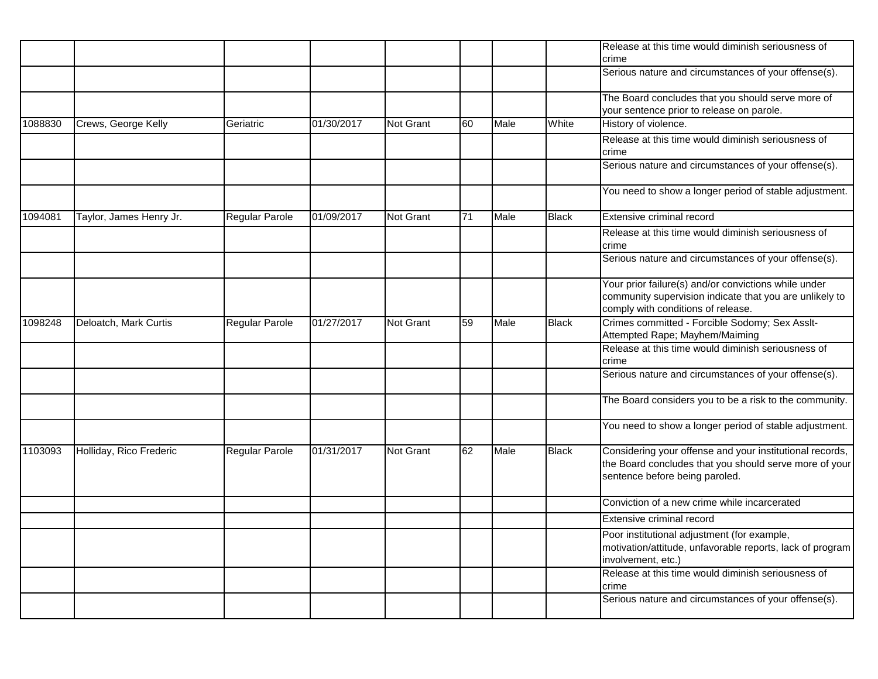| | | | | | | | | |
|---|---|---|---|---|---|---|---|---|
| | | | | | | | | Release at this time would diminish seriousness of crime |
| | | | | | | | | Serious nature and circumstances of your offense(s). |
| | | | | | | | | The Board concludes that you should serve more of your sentence prior to release on parole. |
| 1088830 | Crews, George Kelly | Geriatric | 01/30/2017 | Not Grant | 60 | Male | White | History of violence. |
| | | | | | | | | Release at this time would diminish seriousness of crime |
| | | | | | | | | Serious nature and circumstances of your offense(s). |
| | | | | | | | | You need to show a longer period of stable adjustment. |
| 1094081 | Taylor, James Henry Jr. | Regular Parole | 01/09/2017 | Not Grant | 71 | Male | Black | Extensive criminal record |
| | | | | | | | | Release at this time would diminish seriousness of crime |
| | | | | | | | | Serious nature and circumstances of your offense(s). |
| | | | | | | | | Your prior failure(s) and/or convictions while under community supervision indicate that you are unlikely to comply with conditions of release. |
| 1098248 | Deloatch, Mark Curtis | Regular Parole | 01/27/2017 | Not Grant | 59 | Male | Black | Crimes committed - Forcible Sodomy; Sex Asslt-Attempted Rape; Mayhem/Maiming |
| | | | | | | | | Release at this time would diminish seriousness of crime |
| | | | | | | | | Serious nature and circumstances of your offense(s). |
| | | | | | | | | The Board considers you to be a risk to the community. |
| | | | | | | | | You need to show a longer period of stable adjustment. |
| 1103093 | Holliday, Rico Frederic | Regular Parole | 01/31/2017 | Not Grant | 62 | Male | Black | Considering your offense and your institutional records, the Board concludes that you should serve more of your sentence before being paroled. |
| | | | | | | | | Conviction of a new crime while incarcerated |
| | | | | | | | | Extensive criminal record |
| | | | | | | | | Poor institutional adjustment (for example, motivation/attitude, unfavorable reports, lack of program involvement, etc.) |
| | | | | | | | | Release at this time would diminish seriousness of crime |
| | | | | | | | | Serious nature and circumstances of your offense(s). |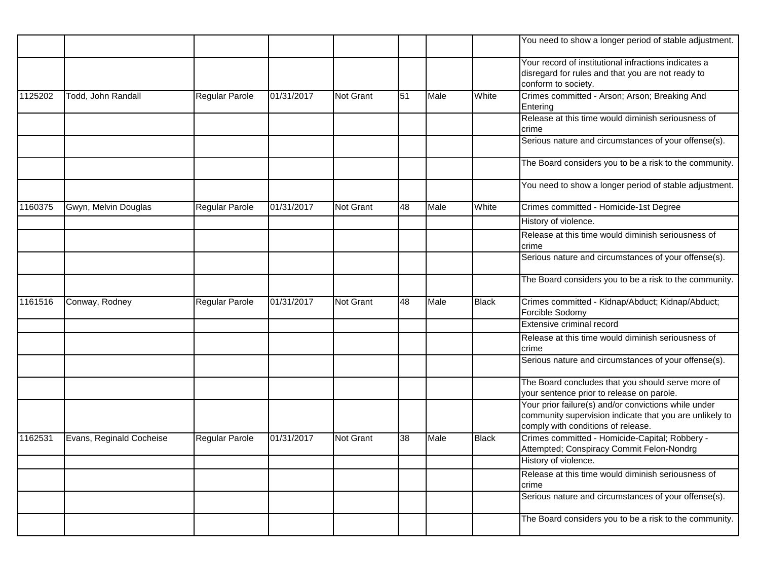| | | | | | | | | |
|---|---|---|---|---|---|---|---|---|
| | | | | | | | | You need to show a longer period of stable adjustment. |
| | | | | | | | | Your record of institutional infractions indicates a disregard for rules and that you are not ready to conform to society. |
| 1125202 | Todd, John Randall | Regular Parole | 01/31/2017 | Not Grant | 51 | Male | White | Crimes committed - Arson; Arson; Breaking And Entering |
| | | | | | | | | Release at this time would diminish seriousness of crime |
| | | | | | | | | Serious nature and circumstances of your offense(s). |
| | | | | | | | | The Board considers you to be a risk to the community. |
| | | | | | | | | You need to show a longer period of stable adjustment. |
| 1160375 | Gwyn, Melvin Douglas | Regular Parole | 01/31/2017 | Not Grant | 48 | Male | White | Crimes committed - Homicide-1st Degree |
| | | | | | | | | History of violence. |
| | | | | | | | | Release at this time would diminish seriousness of crime |
| | | | | | | | | Serious nature and circumstances of your offense(s). |
| | | | | | | | | The Board considers you to be a risk to the community. |
| 1161516 | Conway, Rodney | Regular Parole | 01/31/2017 | Not Grant | 48 | Male | Black | Crimes committed - Kidnap/Abduct; Kidnap/Abduct; Forcible Sodomy |
| | | | | | | | | Extensive criminal record |
| | | | | | | | | Release at this time would diminish seriousness of crime |
| | | | | | | | | Serious nature and circumstances of your offense(s). |
| | | | | | | | | The Board concludes that you should serve more of your sentence prior to release on parole. |
| | | | | | | | | Your prior failure(s) and/or convictions while under community supervision indicate that you are unlikely to comply with conditions of release. |
| 1162531 | Evans, Reginald Cocheise | Regular Parole | 01/31/2017 | Not Grant | 38 | Male | Black | Crimes committed - Homicide-Capital; Robbery - Attempted; Conspiracy Commit Felon-Nondrg |
| | | | | | | | | History of violence. |
| | | | | | | | | Release at this time would diminish seriousness of crime |
| | | | | | | | | Serious nature and circumstances of your offense(s). |
| | | | | | | | | The Board considers you to be a risk to the community. |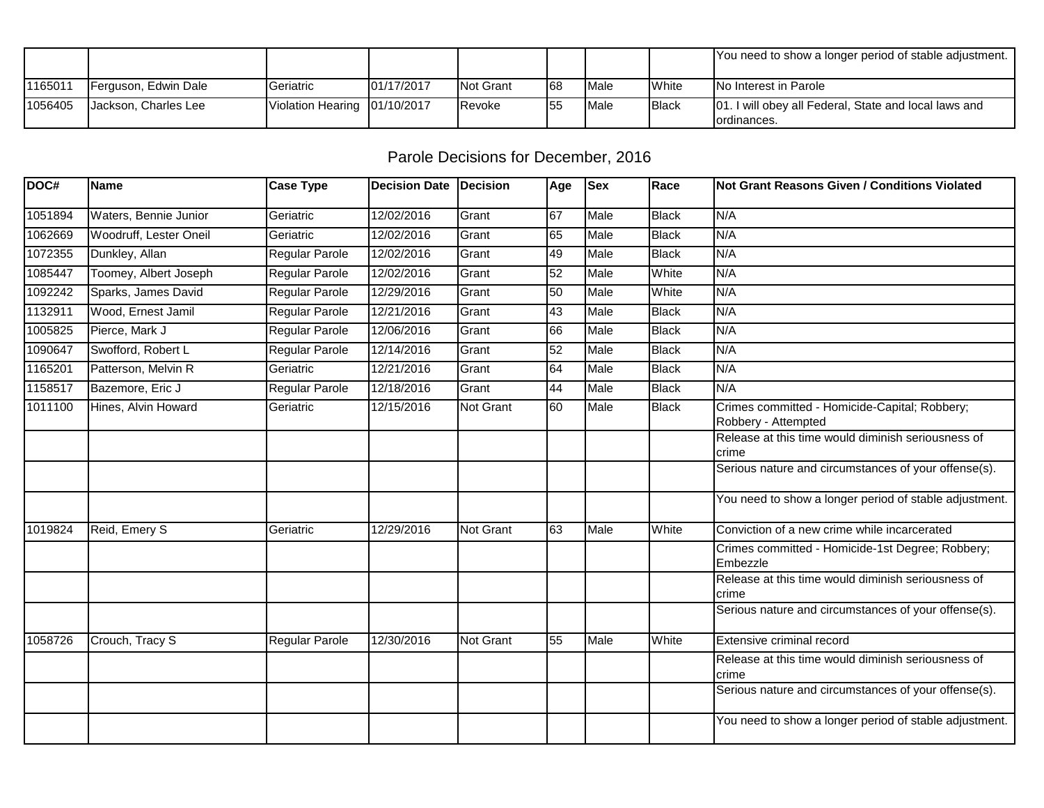| | | | | | | | | |
|---|---|---|---|---|---|---|---|---|
| | | | | | | | | You need to show a longer period of stable adjustment. |
| 1165011 | Ferguson, Edwin Dale | Geriatric | 01/17/2017 | Not Grant | 68 | Male | White | No Interest in Parole |
| 1056405 | Jackson, Charles Lee | Violation Hearing | 01/10/2017 | Revoke | 55 | Male | Black | 01. I will obey all Federal, State and local laws and ordinances. |

## Parole Decisions for December, 2016

| DOC# | Name | Case Type | Decision Date | Decision | Age | Sex | Race | Not Grant Reasons Given / Conditions Violated |
|---|---|---|---|---|---|---|---|---|
| 1051894 | Waters, Bennie Junior | Geriatric | 12/02/2016 | Grant | 67 | Male | Black | N/A |
| 1062669 | Woodruff, Lester Oneil | Geriatric | 12/02/2016 | Grant | 65 | Male | Black | N/A |
| 1072355 | Dunkley, Allan | Regular Parole | 12/02/2016 | Grant | 49 | Male | Black | N/A |
| 1085447 | Toomey, Albert Joseph | Regular Parole | 12/02/2016 | Grant | 52 | Male | White | N/A |
| 1092242 | Sparks, James David | Regular Parole | 12/29/2016 | Grant | 50 | Male | White | N/A |
| 1132911 | Wood, Ernest Jamil | Regular Parole | 12/21/2016 | Grant | 43 | Male | Black | N/A |
| 1005825 | Pierce, Mark J | Regular Parole | 12/06/2016 | Grant | 66 | Male | Black | N/A |
| 1090647 | Swofford, Robert L | Regular Parole | 12/14/2016 | Grant | 52 | Male | Black | N/A |
| 1165201 | Patterson, Melvin R | Geriatric | 12/21/2016 | Grant | 64 | Male | Black | N/A |
| 1158517 | Bazemore, Eric J | Regular Parole | 12/18/2016 | Grant | 44 | Male | Black | N/A |
| 1011100 | Hines, Alvin Howard | Geriatric | 12/15/2016 | Not Grant | 60 | Male | Black | Crimes committed - Homicide-Capital; Robbery; Robbery - Attempted |
| | | | | | | | | Release at this time would diminish seriousness of crime |
| | | | | | | | | Serious nature and circumstances of your offense(s). |
| | | | | | | | | You need to show a longer period of stable adjustment. |
| 1019824 | Reid, Emery S | Geriatric | 12/29/2016 | Not Grant | 63 | Male | White | Conviction of a new crime while incarcerated |
| | | | | | | | | Crimes committed - Homicide-1st Degree; Robbery; Embezzle |
| | | | | | | | | Release at this time would diminish seriousness of crime |
| | | | | | | | | Serious nature and circumstances of your offense(s). |
| 1058726 | Crouch, Tracy S | Regular Parole | 12/30/2016 | Not Grant | 55 | Male | White | Extensive criminal record |
| | | | | | | | | Release at this time would diminish seriousness of crime |
| | | | | | | | | Serious nature and circumstances of your offense(s). |
| | | | | | | | | You need to show a longer period of stable adjustment. |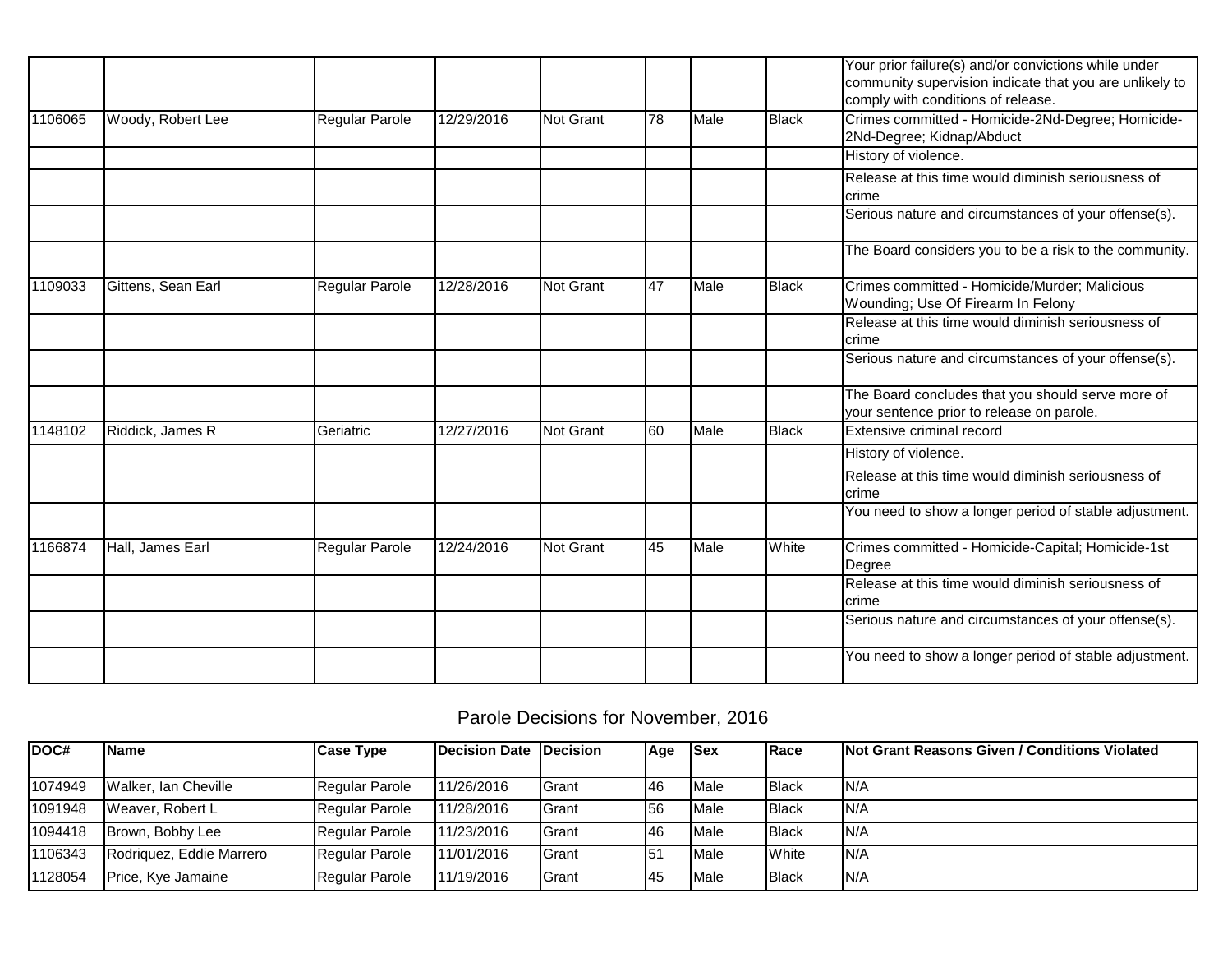| | | | | | | | | |
|---|---|---|---|---|---|---|---|---|
| | | | | | | | | Your prior failure(s) and/or convictions while under community supervision indicate that you are unlikely to comply with conditions of release. |
| 1106065 | Woody, Robert Lee | Regular Parole | 12/29/2016 | Not Grant | 78 | Male | Black | Crimes committed - Homicide-2Nd-Degree; Homicide-2Nd-Degree; Kidnap/Abduct |
| | | | | | | | | History of violence. |
| | | | | | | | | Release at this time would diminish seriousness of crime |
| | | | | | | | | Serious nature and circumstances of your offense(s). |
| | | | | | | | | The Board considers you to be a risk to the community. |
| 1109033 | Gittens, Sean Earl | Regular Parole | 12/28/2016 | Not Grant | 47 | Male | Black | Crimes committed - Homicide/Murder; Malicious Wounding; Use Of Firearm In Felony |
| | | | | | | | | Release at this time would diminish seriousness of crime |
| | | | | | | | | Serious nature and circumstances of your offense(s). |
| | | | | | | | | The Board concludes that you should serve more of your sentence prior to release on parole. |
| 1148102 | Riddick, James R | Geriatric | 12/27/2016 | Not Grant | 60 | Male | Black | Extensive criminal record |
| | | | | | | | | History of violence. |
| | | | | | | | | Release at this time would diminish seriousness of crime |
| | | | | | | | | You need to show a longer period of stable adjustment. |
| 1166874 | Hall, James Earl | Regular Parole | 12/24/2016 | Not Grant | 45 | Male | White | Crimes committed - Homicide-Capital; Homicide-1st Degree |
| | | | | | | | | Release at this time would diminish seriousness of crime |
| | | | | | | | | Serious nature and circumstances of your offense(s). |
| | | | | | | | | You need to show a longer period of stable adjustment. |

## Parole Decisions for November, 2016

| DOC# | Name | Case Type | Decision Date | Decision | Age | Sex | Race | Not Grant Reasons Given / Conditions Violated |
|---|---|---|---|---|---|---|---|---|
| 1074949 | Walker, Ian Cheville | Regular Parole | 11/26/2016 | Grant | 46 | Male | Black | N/A |
| 1091948 | Weaver, Robert L | Regular Parole | 11/28/2016 | Grant | 56 | Male | Black | N/A |
| 1094418 | Brown, Bobby Lee | Regular Parole | 11/23/2016 | Grant | 46 | Male | Black | N/A |
| 1106343 | Rodriquez, Eddie Marrero | Regular Parole | 11/01/2016 | Grant | 51 | Male | White | N/A |
| 1128054 | Price, Kye Jamaine | Regular Parole | 11/19/2016 | Grant | 45 | Male | Black | N/A |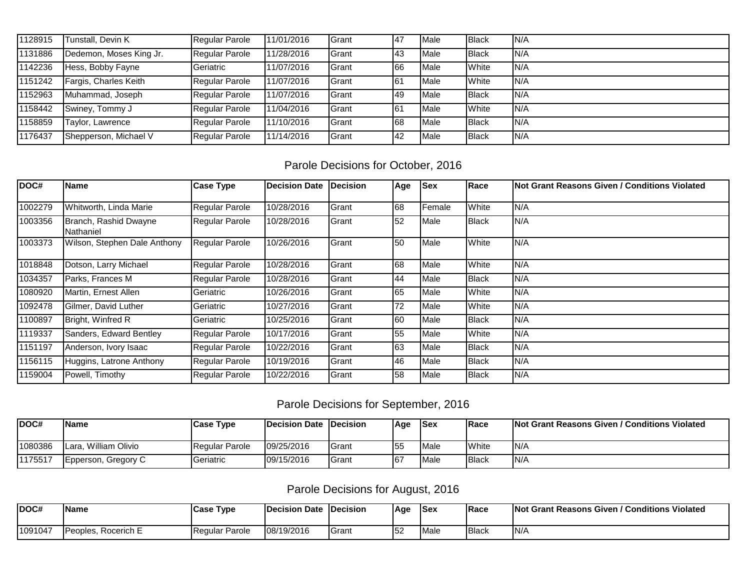| | | | | | | | | |
|---|---|---|---|---|---|---|---|---|
| 1128915 | Tunstall, Devin K | Regular Parole | 11/01/2016 | Grant | 47 | Male | Black | N/A |
| 1131886 | Dedemon, Moses King Jr. | Regular Parole | 11/28/2016 | Grant | 43 | Male | Black | N/A |
| 1142236 | Hess, Bobby Fayne | Geriatric | 11/07/2016 | Grant | 66 | Male | White | N/A |
| 1151242 | Fargis, Charles Keith | Regular Parole | 11/07/2016 | Grant | 61 | Male | White | N/A |
| 1152963 | Muhammad, Joseph | Regular Parole | 11/07/2016 | Grant | 49 | Male | Black | N/A |
| 1158442 | Swiney, Tommy J | Regular Parole | 11/04/2016 | Grant | 61 | Male | White | N/A |
| 1158859 | Taylor, Lawrence | Regular Parole | 11/10/2016 | Grant | 68 | Male | Black | N/A |
| 1176437 | Shepperson, Michael V | Regular Parole | 11/14/2016 | Grant | 42 | Male | Black | N/A |

## Parole Decisions for October, 2016

| DOC# | Name | Case Type | Decision Date | Decision | Age | Sex | Race | Not Grant Reasons Given / Conditions Violated |
|---|---|---|---|---|---|---|---|---|
| 1002279 | Whitworth, Linda Marie | Regular Parole | 10/28/2016 | Grant | 68 | Female | White | N/A |
| 1003356 | Branch, Rashid Dwayne Nathaniel | Regular Parole | 10/28/2016 | Grant | 52 | Male | Black | N/A |
| 1003373 | Wilson, Stephen Dale Anthony | Regular Parole | 10/26/2016 | Grant | 50 | Male | White | N/A |
| 1018848 | Dotson, Larry Michael | Regular Parole | 10/28/2016 | Grant | 68 | Male | White | N/A |
| 1034357 | Parks, Frances M | Regular Parole | 10/28/2016 | Grant | 44 | Male | Black | N/A |
| 1080920 | Martin, Ernest Allen | Geriatric | 10/26/2016 | Grant | 65 | Male | White | N/A |
| 1092478 | Gilmer, David Luther | Geriatric | 10/27/2016 | Grant | 72 | Male | White | N/A |
| 1100897 | Bright, Winfred R | Geriatric | 10/25/2016 | Grant | 60 | Male | Black | N/A |
| 1119337 | Sanders, Edward Bentley | Regular Parole | 10/17/2016 | Grant | 55 | Male | White | N/A |
| 1151197 | Anderson, Ivory Isaac | Regular Parole | 10/22/2016 | Grant | 63 | Male | Black | N/A |
| 1156115 | Huggins, Latrone Anthony | Regular Parole | 10/19/2016 | Grant | 46 | Male | Black | N/A |
| 1159004 | Powell, Timothy | Regular Parole | 10/22/2016 | Grant | 58 | Male | Black | N/A |

## Parole Decisions for September, 2016

| DOC# | Name | Case Type | Decision Date | Decision | Age | Sex | Race | Not Grant Reasons Given / Conditions Violated |
|---|---|---|---|---|---|---|---|---|
| 1080386 | Lara, William Olivio | Regular Parole | 09/25/2016 | Grant | 55 | Male | White | N/A |
| 1175517 | Epperson, Gregory C | Geriatric | 09/15/2016 | Grant | 67 | Male | Black | N/A |

## Parole Decisions for August, 2016

| DOC# | Name | Case Type | Decision Date | Decision | Age | Sex | Race | Not Grant Reasons Given / Conditions Violated |
|---|---|---|---|---|---|---|---|---|
| 1091047 | Peoples, Rocerich E | Regular Parole | 08/19/2016 | Grant | 52 | Male | Black | N/A |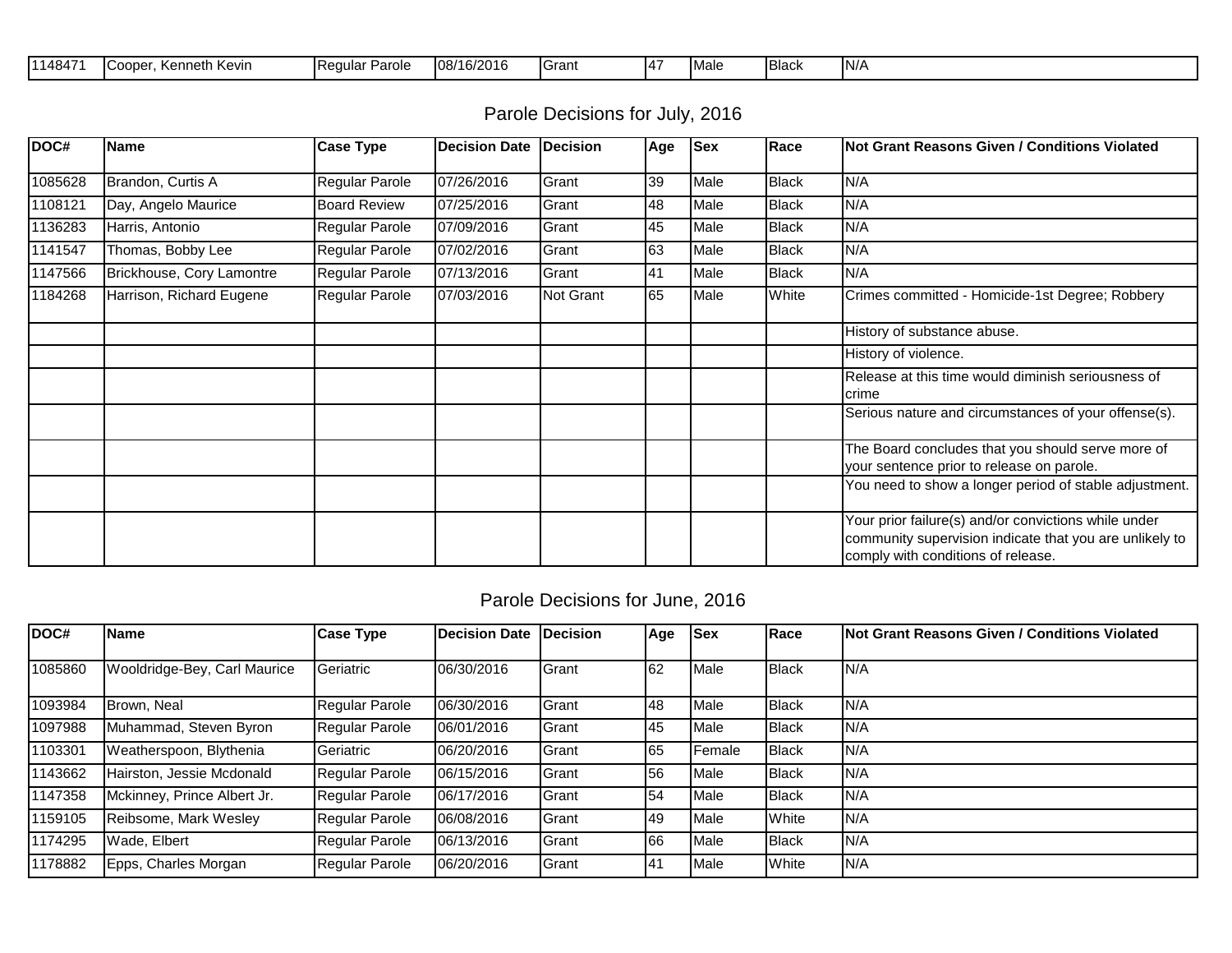| | | | | | | | | |
|---|---|---|---|---|---|---|---|---|
| 1148471 | Cooper, Kenneth Kevin | Regular Parole | 08/16/2016 | Grant | 47 | Male | Black | N/A |

## Parole Decisions for July, 2016

| DOC# | Name | Case Type | Decision Date | Decision | Age | Sex | Race | Not Grant Reasons Given / Conditions Violated |
|---|---|---|---|---|---|---|---|---|
| 1085628 | Brandon, Curtis A | Regular Parole | 07/26/2016 | Grant | 39 | Male | Black | N/A |
| 1108121 | Day, Angelo Maurice | Board Review | 07/25/2016 | Grant | 48 | Male | Black | N/A |
| 1136283 | Harris, Antonio | Regular Parole | 07/09/2016 | Grant | 45 | Male | Black | N/A |
| 1141547 | Thomas, Bobby Lee | Regular Parole | 07/02/2016 | Grant | 63 | Male | Black | N/A |
| 1147566 | Brickhouse, Cory Lamontre | Regular Parole | 07/13/2016 | Grant | 41 | Male | Black | N/A |
| 1184268 | Harrison, Richard Eugene | Regular Parole | 07/03/2016 | Not Grant | 65 | Male | White | Crimes committed - Homicide-1st Degree; Robbery |
| | | | | | | | | History of substance abuse. |
| | | | | | | | | History of violence. |
| | | | | | | | | Release at this time would diminish seriousness of crime |
| | | | | | | | | Serious nature and circumstances of your offense(s). |
| | | | | | | | | The Board concludes that you should serve more of your sentence prior to release on parole. |
| | | | | | | | | You need to show a longer period of stable adjustment. |
| | | | | | | | | Your prior failure(s) and/or convictions while under community supervision indicate that you are unlikely to comply with conditions of release. |

## Parole Decisions for June, 2016

| DOC# | Name | Case Type | Decision Date | Decision | Age | Sex | Race | Not Grant Reasons Given / Conditions Violated |
|---|---|---|---|---|---|---|---|---|
| 1085860 | Wooldridge-Bey, Carl Maurice | Geriatric | 06/30/2016 | Grant | 62 | Male | Black | N/A |
| 1093984 | Brown, Neal | Regular Parole | 06/30/2016 | Grant | 48 | Male | Black | N/A |
| 1097988 | Muhammad, Steven Byron | Regular Parole | 06/01/2016 | Grant | 45 | Male | Black | N/A |
| 1103301 | Weatherspoon, Blythenia | Geriatric | 06/20/2016 | Grant | 65 | Female | Black | N/A |
| 1143662 | Hairston, Jessie Mcdonald | Regular Parole | 06/15/2016 | Grant | 56 | Male | Black | N/A |
| 1147358 | Mckinney, Prince Albert Jr. | Regular Parole | 06/17/2016 | Grant | 54 | Male | Black | N/A |
| 1159105 | Reibsome, Mark Wesley | Regular Parole | 06/08/2016 | Grant | 49 | Male | White | N/A |
| 1174295 | Wade, Elbert | Regular Parole | 06/13/2016 | Grant | 66 | Male | Black | N/A |
| 1178882 | Epps, Charles Morgan | Regular Parole | 06/20/2016 | Grant | 41 | Male | White | N/A |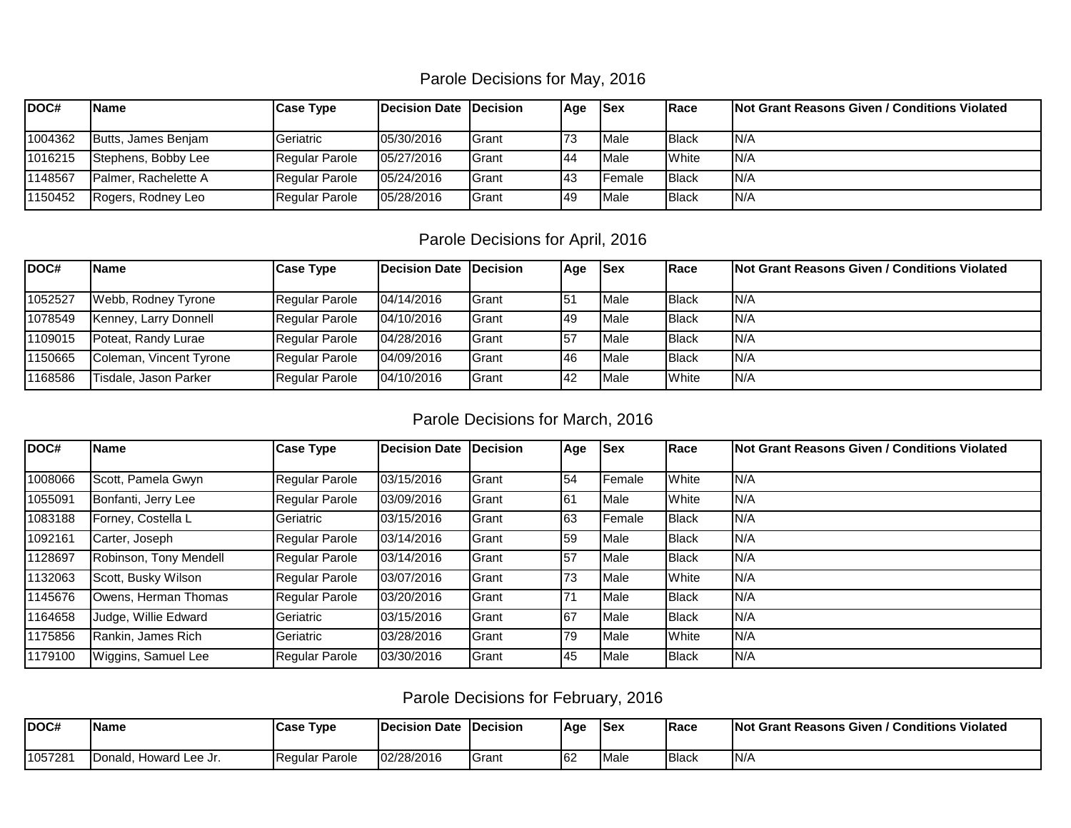## Parole Decisions for May, 2016

| DOC# | Name | Case Type | Decision Date | Decision | Age | Sex | Race | Not Grant Reasons Given / Conditions Violated |
|---|---|---|---|---|---|---|---|---|
| 1004362 | Butts, James Benjam | Geriatric | 05/30/2016 | Grant | 73 | Male | Black | N/A |
| 1016215 | Stephens, Bobby Lee | Regular Parole | 05/27/2016 | Grant | 44 | Male | White | N/A |
| 1148567 | Palmer, Rachelette A | Regular Parole | 05/24/2016 | Grant | 43 | Female | Black | N/A |
| 1150452 | Rogers, Rodney Leo | Regular Parole | 05/28/2016 | Grant | 49 | Male | Black | N/A |

## Parole Decisions for April, 2016

| DOC# | Name | Case Type | Decision Date | Decision | Age | Sex | Race | Not Grant Reasons Given / Conditions Violated |
|---|---|---|---|---|---|---|---|---|
| 1052527 | Webb, Rodney Tyrone | Regular Parole | 04/14/2016 | Grant | 51 | Male | Black | N/A |
| 1078549 | Kenney, Larry Donnell | Regular Parole | 04/10/2016 | Grant | 49 | Male | Black | N/A |
| 1109015 | Poteat, Randy Lurae | Regular Parole | 04/28/2016 | Grant | 57 | Male | Black | N/A |
| 1150665 | Coleman, Vincent Tyrone | Regular Parole | 04/09/2016 | Grant | 46 | Male | Black | N/A |
| 1168586 | Tisdale, Jason Parker | Regular Parole | 04/10/2016 | Grant | 42 | Male | White | N/A |

## Parole Decisions for March, 2016

| DOC# | Name | Case Type | Decision Date | Decision | Age | Sex | Race | Not Grant Reasons Given / Conditions Violated |
|---|---|---|---|---|---|---|---|---|
| 1008066 | Scott, Pamela Gwyn | Regular Parole | 03/15/2016 | Grant | 54 | Female | White | N/A |
| 1055091 | Bonfanti, Jerry Lee | Regular Parole | 03/09/2016 | Grant | 61 | Male | White | N/A |
| 1083188 | Forney, Costella L | Geriatric | 03/15/2016 | Grant | 63 | Female | Black | N/A |
| 1092161 | Carter, Joseph | Regular Parole | 03/14/2016 | Grant | 59 | Male | Black | N/A |
| 1128697 | Robinson, Tony Mendell | Regular Parole | 03/14/2016 | Grant | 57 | Male | Black | N/A |
| 1132063 | Scott, Busky Wilson | Regular Parole | 03/07/2016 | Grant | 73 | Male | White | N/A |
| 1145676 | Owens, Herman Thomas | Regular Parole | 03/20/2016 | Grant | 71 | Male | Black | N/A |
| 1164658 | Judge, Willie Edward | Geriatric | 03/15/2016 | Grant | 67 | Male | Black | N/A |
| 1175856 | Rankin, James Rich | Geriatric | 03/28/2016 | Grant | 79 | Male | White | N/A |
| 1179100 | Wiggins, Samuel Lee | Regular Parole | 03/30/2016 | Grant | 45 | Male | Black | N/A |

## Parole Decisions for February, 2016

| DOC# | Name | Case Type | Decision Date | Decision | Age | Sex | Race | Not Grant Reasons Given / Conditions Violated |
|---|---|---|---|---|---|---|---|---|
| 1057281 | Donald, Howard Lee Jr. | Regular Parole | 02/28/2016 | Grant | 62 | Male | Black | N/A |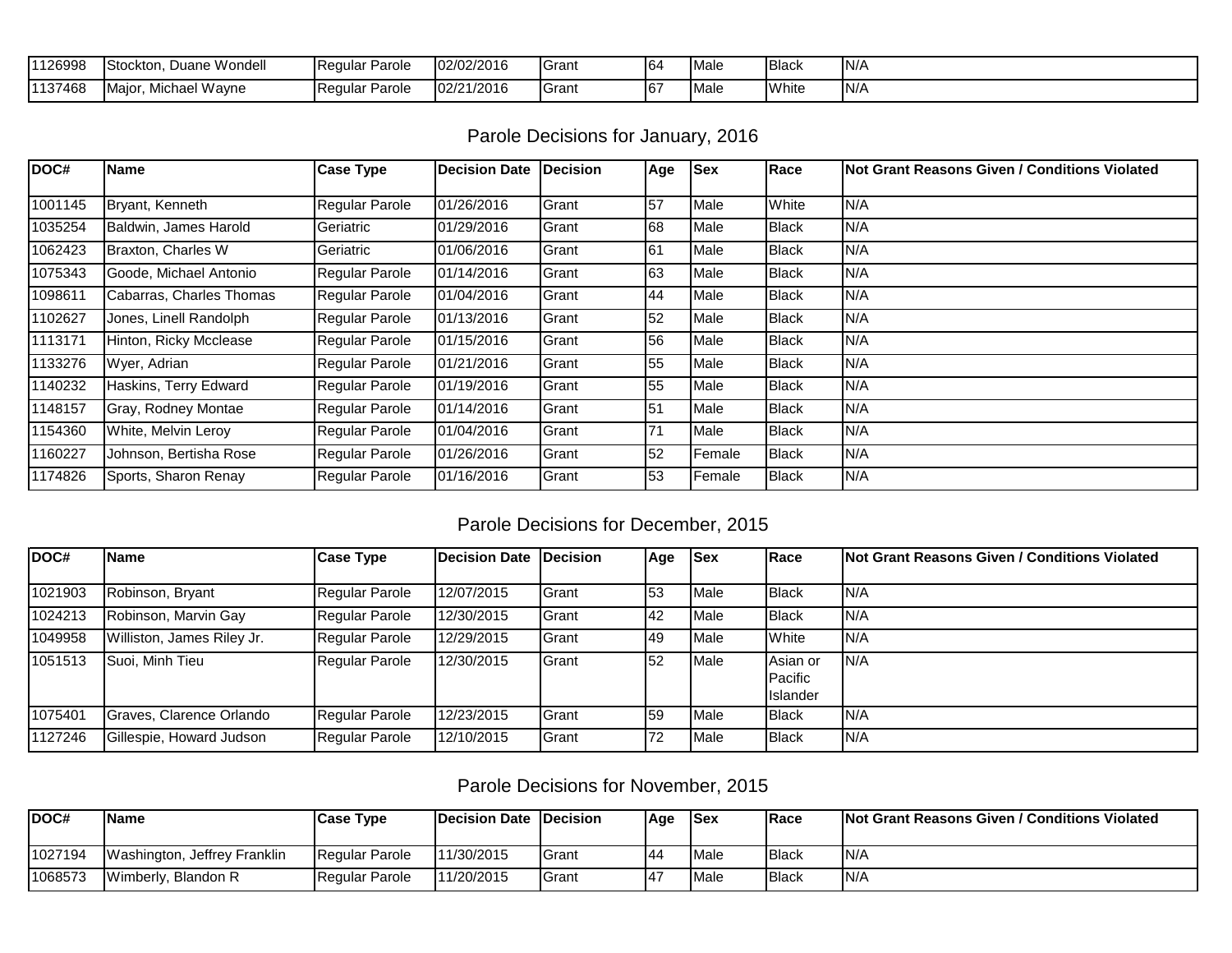| | | | | | | | | |
|---|---|---|---|---|---|---|---|---|
| 1126998 | Stockton, Duane Wondell | Regular Parole | 02/02/2016 | Grant | 64 | Male | Black | N/A |
| 1137468 | Major, Michael Wayne | Regular Parole | 02/21/2016 | Grant | 67 | Male | White | N/A |

## Parole Decisions for January, 2016

| DOC# | Name | Case Type | Decision Date | Decision | Age | Sex | Race | Not Grant Reasons Given / Conditions Violated |
|---|---|---|---|---|---|---|---|---|
| 1001145 | Bryant, Kenneth | Regular Parole | 01/26/2016 | Grant | 57 | Male | White | N/A |
| 1035254 | Baldwin, James Harold | Geriatric | 01/29/2016 | Grant | 68 | Male | Black | N/A |
| 1062423 | Braxton, Charles W | Geriatric | 01/06/2016 | Grant | 61 | Male | Black | N/A |
| 1075343 | Goode, Michael Antonio | Regular Parole | 01/14/2016 | Grant | 63 | Male | Black | N/A |
| 1098611 | Cabarras, Charles Thomas | Regular Parole | 01/04/2016 | Grant | 44 | Male | Black | N/A |
| 1102627 | Jones, Linell Randolph | Regular Parole | 01/13/2016 | Grant | 52 | Male | Black | N/A |
| 1113171 | Hinton, Ricky Mcclease | Regular Parole | 01/15/2016 | Grant | 56 | Male | Black | N/A |
| 1133276 | Wyer, Adrian | Regular Parole | 01/21/2016 | Grant | 55 | Male | Black | N/A |
| 1140232 | Haskins, Terry Edward | Regular Parole | 01/19/2016 | Grant | 55 | Male | Black | N/A |
| 1148157 | Gray, Rodney Montae | Regular Parole | 01/14/2016 | Grant | 51 | Male | Black | N/A |
| 1154360 | White, Melvin Leroy | Regular Parole | 01/04/2016 | Grant | 71 | Male | Black | N/A |
| 1160227 | Johnson, Bertisha Rose | Regular Parole | 01/26/2016 | Grant | 52 | Female | Black | N/A |
| 1174826 | Sports, Sharon Renay | Regular Parole | 01/16/2016 | Grant | 53 | Female | Black | N/A |

## Parole Decisions for December, 2015

| DOC# | Name | Case Type | Decision Date | Decision | Age | Sex | Race | Not Grant Reasons Given / Conditions Violated |
|---|---|---|---|---|---|---|---|---|
| 1021903 | Robinson, Bryant | Regular Parole | 12/07/2015 | Grant | 53 | Male | Black | N/A |
| 1024213 | Robinson, Marvin Gay | Regular Parole | 12/30/2015 | Grant | 42 | Male | Black | N/A |
| 1049958 | Williston, James Riley Jr. | Regular Parole | 12/29/2015 | Grant | 49 | Male | White | N/A |
| 1051513 | Suoi, Minh Tieu | Regular Parole | 12/30/2015 | Grant | 52 | Male | Asian or Pacific Islander | N/A |
| 1075401 | Graves, Clarence Orlando | Regular Parole | 12/23/2015 | Grant | 59 | Male | Black | N/A |
| 1127246 | Gillespie, Howard Judson | Regular Parole | 12/10/2015 | Grant | 72 | Male | Black | N/A |

## Parole Decisions for November, 2015

| DOC# | Name | Case Type | Decision Date | Decision | Age | Sex | Race | Not Grant Reasons Given / Conditions Violated |
|---|---|---|---|---|---|---|---|---|
| 1027194 | Washington, Jeffrey Franklin | Regular Parole | 11/30/2015 | Grant | 44 | Male | Black | N/A |
| 1068573 | Wimberly, Blandon R | Regular Parole | 11/20/2015 | Grant | 47 | Male | Black | N/A |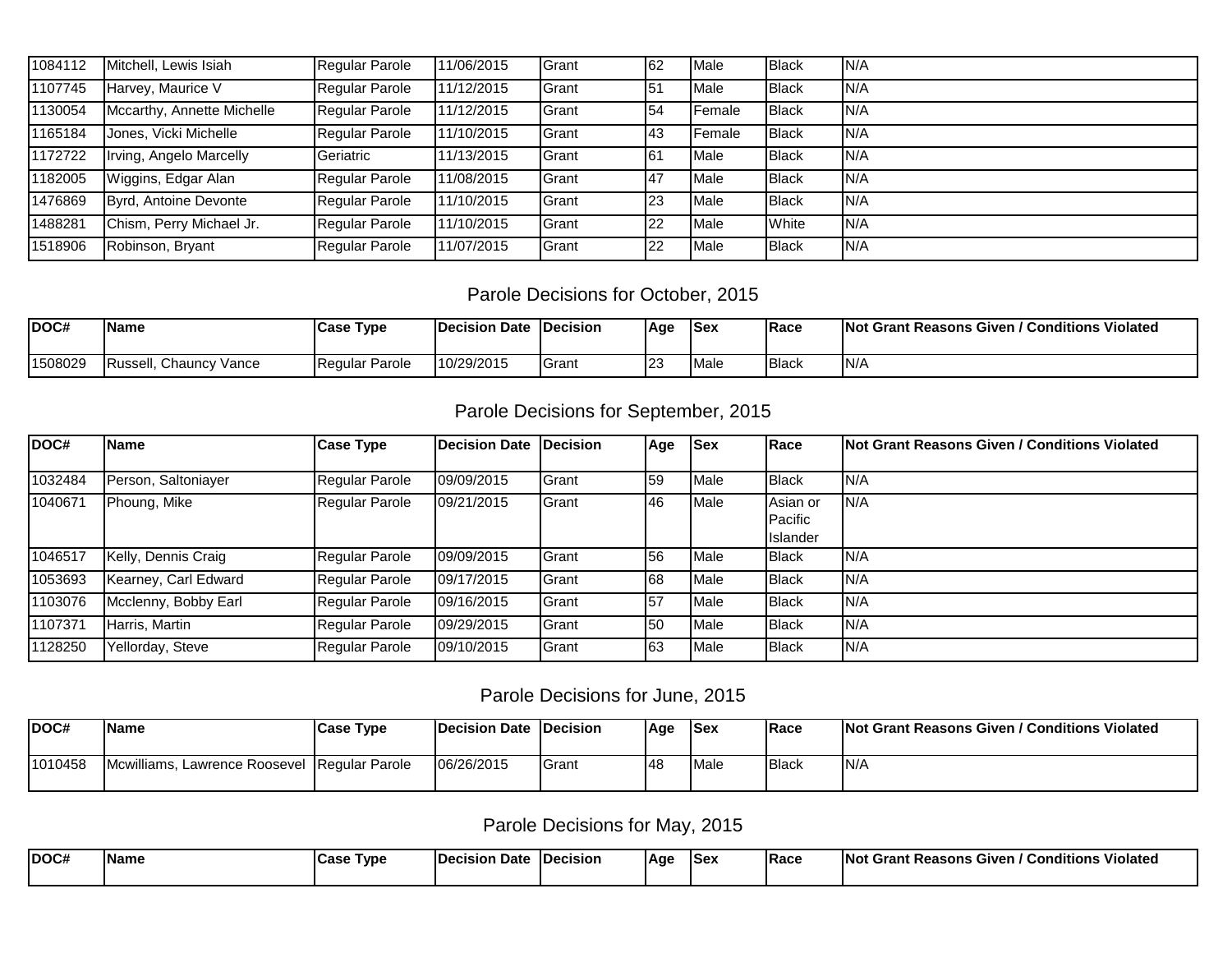| | | | | | | | | |
|---|---|---|---|---|---|---|---|---|
| 1084112 | Mitchell, Lewis Isiah | Regular Parole | 11/06/2015 | Grant | 62 | Male | Black | N/A |
| 1107745 | Harvey, Maurice V | Regular Parole | 11/12/2015 | Grant | 51 | Male | Black | N/A |
| 1130054 | Mccarthy, Annette Michelle | Regular Parole | 11/12/2015 | Grant | 54 | Female | Black | N/A |
| 1165184 | Jones, Vicki Michelle | Regular Parole | 11/10/2015 | Grant | 43 | Female | Black | N/A |
| 1172722 | Irving, Angelo Marcelly | Geriatric | 11/13/2015 | Grant | 61 | Male | Black | N/A |
| 1182005 | Wiggins, Edgar Alan | Regular Parole | 11/08/2015 | Grant | 47 | Male | Black | N/A |
| 1476869 | Byrd, Antoine Devonte | Regular Parole | 11/10/2015 | Grant | 23 | Male | Black | N/A |
| 1488281 | Chism, Perry Michael Jr. | Regular Parole | 11/10/2015 | Grant | 22 | Male | White | N/A |
| 1518906 | Robinson, Bryant | Regular Parole | 11/07/2015 | Grant | 22 | Male | Black | N/A |

## Parole Decisions for October, 2015

| DOC# | Name | Case Type | Decision Date | Decision | Age | Sex | Race | Not Grant Reasons Given / Conditions Violated |
|---|---|---|---|---|---|---|---|---|
| 1508029 | Russell, Chauncy Vance | Regular Parole | 10/29/2015 | Grant | 23 | Male | Black | N/A |

## Parole Decisions for September, 2015

| DOC# | Name | Case Type | Decision Date | Decision | Age | Sex | Race | Not Grant Reasons Given / Conditions Violated |
|---|---|---|---|---|---|---|---|---|
| 1032484 | Person, Saltoniayer | Regular Parole | 09/09/2015 | Grant | 59 | Male | Black | N/A |
| 1040671 | Phoung, Mike | Regular Parole | 09/21/2015 | Grant | 46 | Male | Asian or Pacific Islander | N/A |
| 1046517 | Kelly, Dennis Craig | Regular Parole | 09/09/2015 | Grant | 56 | Male | Black | N/A |
| 1053693 | Kearney, Carl Edward | Regular Parole | 09/17/2015 | Grant | 68 | Male | Black | N/A |
| 1103076 | Mcclenny, Bobby Earl | Regular Parole | 09/16/2015 | Grant | 57 | Male | Black | N/A |
| 1107371 | Harris, Martin | Regular Parole | 09/29/2015 | Grant | 50 | Male | Black | N/A |
| 1128250 | Yellorday, Steve | Regular Parole | 09/10/2015 | Grant | 63 | Male | Black | N/A |

## Parole Decisions for June, 2015

| DOC# | Name | Case Type | Decision Date | Decision | Age | Sex | Race | Not Grant Reasons Given / Conditions Violated |
|---|---|---|---|---|---|---|---|---|
| 1010458 | Mcwilliams, Lawrence Roosevel | Regular Parole | 06/26/2015 | Grant | 48 | Male | Black | N/A |

## Parole Decisions for May, 2015

| DOC# | Name | Case Type | Decision Date | Decision | Age | Sex | Race | Not Grant Reasons Given / Conditions Violated |
|---|---|---|---|---|---|---|---|---|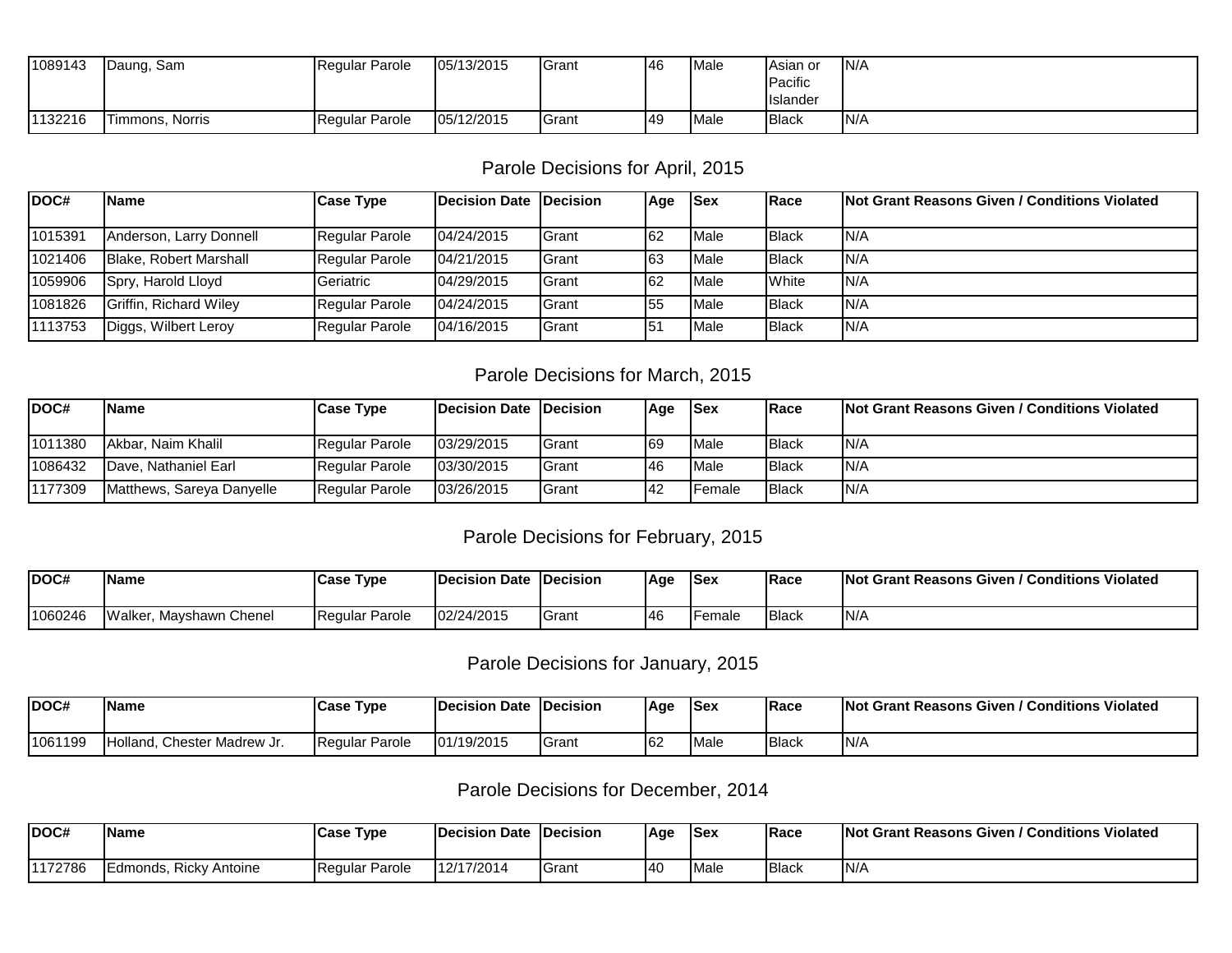| | | | | | | | | |
|---|---|---|---|---|---|---|---|---|
| 1089143 | Daung, Sam | Regular Parole | 05/13/2015 | Grant | 46 | Male | Asian or Pacific Islander | N/A |
| 1132216 | Timmons, Norris | Regular Parole | 05/12/2015 | Grant | 49 | Male | Black | N/A |

## Parole Decisions for April, 2015

| DOC# | Name | Case Type | Decision Date | Decision | Age | Sex | Race | Not Grant Reasons Given / Conditions Violated |
|---|---|---|---|---|---|---|---|---|
| 1015391 | Anderson, Larry Donnell | Regular Parole | 04/24/2015 | Grant | 62 | Male | Black | N/A |
| 1021406 | Blake, Robert Marshall | Regular Parole | 04/21/2015 | Grant | 63 | Male | Black | N/A |
| 1059906 | Spry, Harold Lloyd | Geriatric | 04/29/2015 | Grant | 62 | Male | White | N/A |
| 1081826 | Griffin, Richard Wiley | Regular Parole | 04/24/2015 | Grant | 55 | Male | Black | N/A |
| 1113753 | Diggs, Wilbert Leroy | Regular Parole | 04/16/2015 | Grant | 51 | Male | Black | N/A |

## Parole Decisions for March, 2015

| DOC# | Name | Case Type | Decision Date | Decision | Age | Sex | Race | Not Grant Reasons Given / Conditions Violated |
|---|---|---|---|---|---|---|---|---|
| 1011380 | Akbar, Naim Khalil | Regular Parole | 03/29/2015 | Grant | 69 | Male | Black | N/A |
| 1086432 | Dave, Nathaniel Earl | Regular Parole | 03/30/2015 | Grant | 46 | Male | Black | N/A |
| 1177309 | Matthews, Sareya Danyelle | Regular Parole | 03/26/2015 | Grant | 42 | Female | Black | N/A |

## Parole Decisions for February, 2015

| DOC# | Name | Case Type | Decision Date | Decision | Age | Sex | Race | Not Grant Reasons Given / Conditions Violated |
|---|---|---|---|---|---|---|---|---|
| 1060246 | Walker, Mayshawn Chenel | Regular Parole | 02/24/2015 | Grant | 46 | Female | Black | N/A |

## Parole Decisions for January, 2015

| DOC# | Name | Case Type | Decision Date | Decision | Age | Sex | Race | Not Grant Reasons Given / Conditions Violated |
|---|---|---|---|---|---|---|---|---|
| 1061199 | Holland, Chester Madrew Jr. | Regular Parole | 01/19/2015 | Grant | 62 | Male | Black | N/A |

## Parole Decisions for December, 2014

| DOC# | Name | Case Type | Decision Date | Decision | Age | Sex | Race | Not Grant Reasons Given / Conditions Violated |
|---|---|---|---|---|---|---|---|---|
| 1172786 | Edmonds, Ricky Antoine | Regular Parole | 12/17/2014 | Grant | 40 | Male | Black | N/A |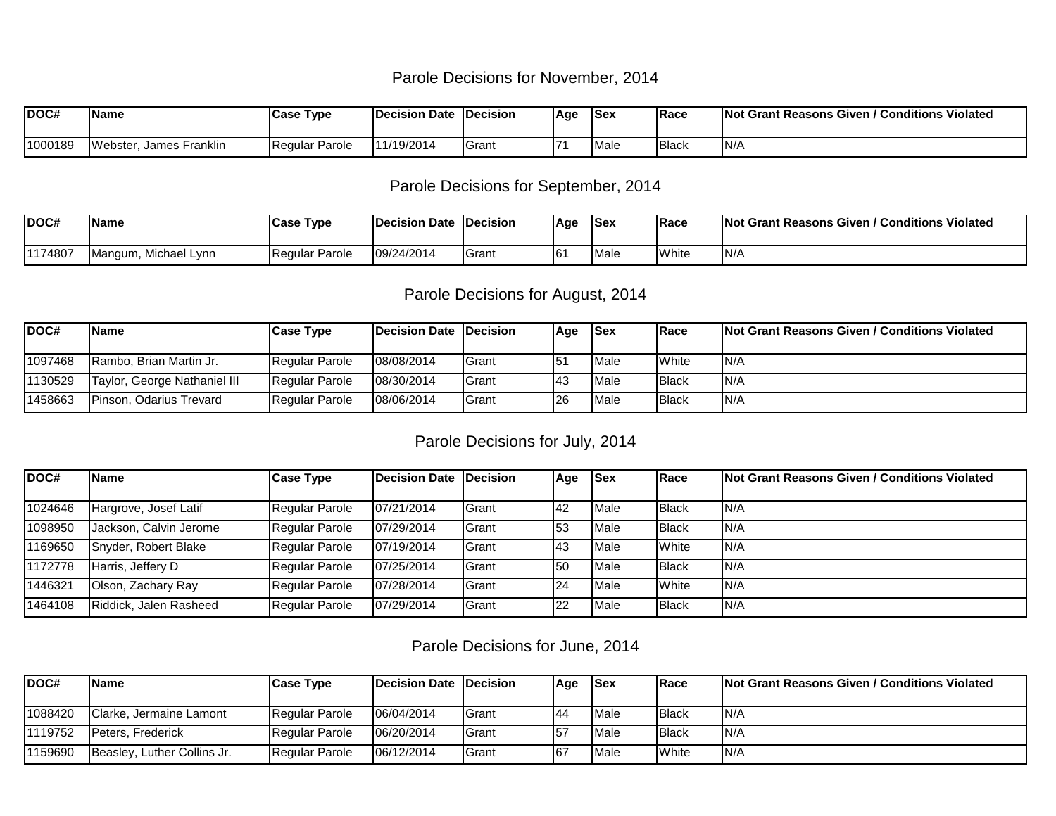## Parole Decisions for November, 2014

| DOC# | Name | Case Type | Decision Date | Decision | Age | Sex | Race | Not Grant Reasons Given / Conditions Violated |
|---|---|---|---|---|---|---|---|---|
| 1000189 | Webster, James Franklin | Regular Parole | 11/19/2014 | Grant | 71 | Male | Black | N/A |

## Parole Decisions for September, 2014

| DOC# | Name | Case Type | Decision Date | Decision | Age | Sex | Race | Not Grant Reasons Given / Conditions Violated |
|---|---|---|---|---|---|---|---|---|
| 1174807 | Mangum, Michael Lynn | Regular Parole | 09/24/2014 | Grant | 61 | Male | White | N/A |

## Parole Decisions for August, 2014

| DOC# | Name | Case Type | Decision Date | Decision | Age | Sex | Race | Not Grant Reasons Given / Conditions Violated |
|---|---|---|---|---|---|---|---|---|
| 1097468 | Rambo, Brian Martin Jr. | Regular Parole | 08/08/2014 | Grant | 51 | Male | White | N/A |
| 1130529 | Taylor, George Nathaniel III | Regular Parole | 08/30/2014 | Grant | 43 | Male | Black | N/A |
| 1458663 | Pinson, Odarius Trevard | Regular Parole | 08/06/2014 | Grant | 26 | Male | Black | N/A |

## Parole Decisions for July, 2014

| DOC# | Name | Case Type | Decision Date | Decision | Age | Sex | Race | Not Grant Reasons Given / Conditions Violated |
|---|---|---|---|---|---|---|---|---|
| 1024646 | Hargrove, Josef Latif | Regular Parole | 07/21/2014 | Grant | 42 | Male | Black | N/A |
| 1098950 | Jackson, Calvin Jerome | Regular Parole | 07/29/2014 | Grant | 53 | Male | Black | N/A |
| 1169650 | Snyder, Robert Blake | Regular Parole | 07/19/2014 | Grant | 43 | Male | White | N/A |
| 1172778 | Harris, Jeffery D | Regular Parole | 07/25/2014 | Grant | 50 | Male | Black | N/A |
| 1446321 | Olson, Zachary Ray | Regular Parole | 07/28/2014 | Grant | 24 | Male | White | N/A |
| 1464108 | Riddick, Jalen Rasheed | Regular Parole | 07/29/2014 | Grant | 22 | Male | Black | N/A |

## Parole Decisions for June, 2014

| DOC# | Name | Case Type | Decision Date | Decision | Age | Sex | Race | Not Grant Reasons Given / Conditions Violated |
|---|---|---|---|---|---|---|---|---|
| 1088420 | Clarke, Jermaine Lamont | Regular Parole | 06/04/2014 | Grant | 44 | Male | Black | N/A |
| 1119752 | Peters, Frederick | Regular Parole | 06/20/2014 | Grant | 57 | Male | Black | N/A |
| 1159690 | Beasley, Luther Collins Jr. | Regular Parole | 06/12/2014 | Grant | 67 | Male | White | N/A |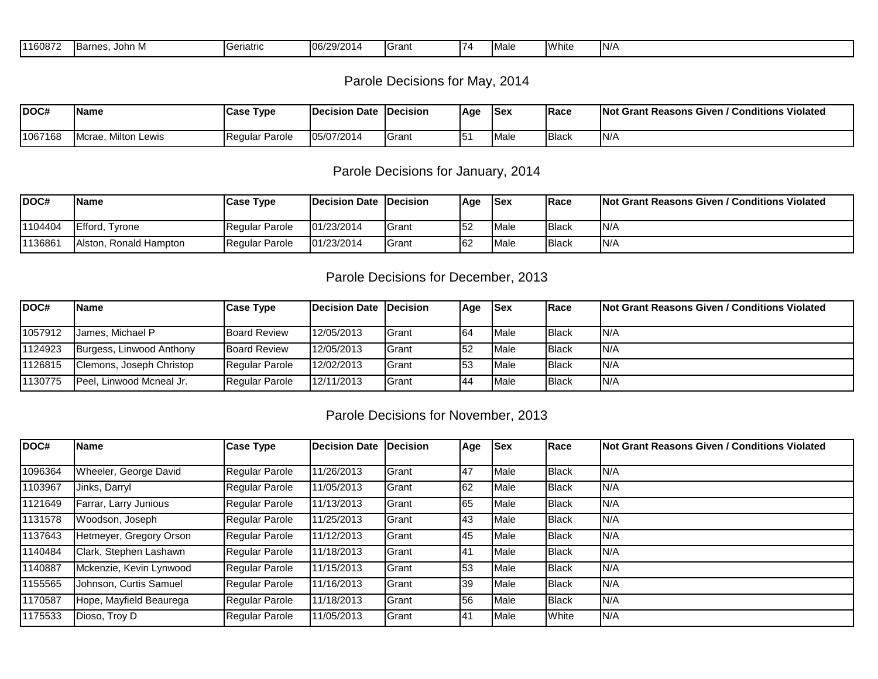| | | | | | | | | |
|---|---|---|---|---|---|---|---|---|
| 1160872 | Barnes, John M | Geriatric | 06/29/2014 | Grant | 74 | Male | White | N/A |

## Parole Decisions for May, 2014

| DOC# | Name | Case Type | Decision Date | Decision | Age | Sex | Race | Not Grant Reasons Given / Conditions Violated |
|---|---|---|---|---|---|---|---|---|
| 1067168 | Mcrae, Milton Lewis | Regular Parole | 05/07/2014 | Grant | 51 | Male | Black | N/A |

## Parole Decisions for January, 2014

| DOC# | Name | Case Type | Decision Date | Decision | Age | Sex | Race | Not Grant Reasons Given / Conditions Violated |
|---|---|---|---|---|---|---|---|---|
| 1104404 | Efford, Tyrone | Regular Parole | 01/23/2014 | Grant | 52 | Male | Black | N/A |
| 1136861 | Alston, Ronald Hampton | Regular Parole | 01/23/2014 | Grant | 62 | Male | Black | N/A |

## Parole Decisions for December, 2013

| DOC# | Name | Case Type | Decision Date | Decision | Age | Sex | Race | Not Grant Reasons Given / Conditions Violated |
|---|---|---|---|---|---|---|---|---|
| 1057912 | James, Michael P | Board Review | 12/05/2013 | Grant | 64 | Male | Black | N/A |
| 1124923 | Burgess, Linwood Anthony | Board Review | 12/05/2013 | Grant | 52 | Male | Black | N/A |
| 1126815 | Clemons, Joseph Christop | Regular Parole | 12/02/2013 | Grant | 53 | Male | Black | N/A |
| 1130775 | Peel, Linwood Mcneal Jr. | Regular Parole | 12/11/2013 | Grant | 44 | Male | Black | N/A |

## Parole Decisions for November, 2013

| DOC# | Name | Case Type | Decision Date | Decision | Age | Sex | Race | Not Grant Reasons Given / Conditions Violated |
|---|---|---|---|---|---|---|---|---|
| 1096364 | Wheeler, George David | Regular Parole | 11/26/2013 | Grant | 47 | Male | Black | N/A |
| 1103967 | Jinks, Darryl | Regular Parole | 11/05/2013 | Grant | 62 | Male | Black | N/A |
| 1121649 | Farrar, Larry Junious | Regular Parole | 11/13/2013 | Grant | 65 | Male | Black | N/A |
| 1131578 | Woodson, Joseph | Regular Parole | 11/25/2013 | Grant | 43 | Male | Black | N/A |
| 1137643 | Hetmeyer, Gregory Orson | Regular Parole | 11/12/2013 | Grant | 45 | Male | Black | N/A |
| 1140484 | Clark, Stephen Lashawn | Regular Parole | 11/18/2013 | Grant | 41 | Male | Black | N/A |
| 1140887 | Mckenzie, Kevin Lynwood | Regular Parole | 11/15/2013 | Grant | 53 | Male | Black | N/A |
| 1155565 | Johnson, Curtis Samuel | Regular Parole | 11/16/2013 | Grant | 39 | Male | Black | N/A |
| 1170587 | Hope, Mayfield Beaurega | Regular Parole | 11/18/2013 | Grant | 56 | Male | Black | N/A |
| 1175533 | Dioso, Troy D | Regular Parole | 11/05/2013 | Grant | 41 | Male | White | N/A |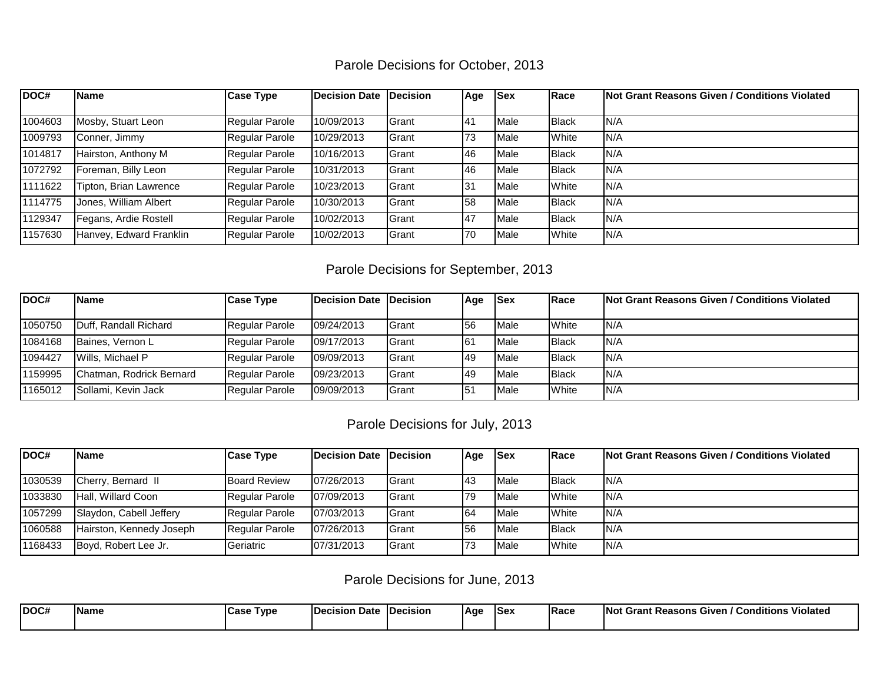## Parole Decisions for October, 2013

| DOC# | Name | Case Type | Decision Date | Decision | Age | Sex | Race | Not Grant Reasons Given / Conditions Violated |
|---|---|---|---|---|---|---|---|---|
| 1004603 | Mosby, Stuart Leon | Regular Parole | 10/09/2013 | Grant | 41 | Male | Black | N/A |
| 1009793 | Conner, Jimmy | Regular Parole | 10/29/2013 | Grant | 73 | Male | White | N/A |
| 1014817 | Hairston, Anthony M | Regular Parole | 10/16/2013 | Grant | 46 | Male | Black | N/A |
| 1072792 | Foreman, Billy Leon | Regular Parole | 10/31/2013 | Grant | 46 | Male | Black | N/A |
| 1111622 | Tipton, Brian Lawrence | Regular Parole | 10/23/2013 | Grant | 31 | Male | White | N/A |
| 1114775 | Jones, William Albert | Regular Parole | 10/30/2013 | Grant | 58 | Male | Black | N/A |
| 1129347 | Fegans, Ardie Rostell | Regular Parole | 10/02/2013 | Grant | 47 | Male | Black | N/A |
| 1157630 | Hanvey, Edward Franklin | Regular Parole | 10/02/2013 | Grant | 70 | Male | White | N/A |

## Parole Decisions for September, 2013

| DOC# | Name | Case Type | Decision Date | Decision | Age | Sex | Race | Not Grant Reasons Given / Conditions Violated |
|---|---|---|---|---|---|---|---|---|
| 1050750 | Duff, Randall Richard | Regular Parole | 09/24/2013 | Grant | 56 | Male | White | N/A |
| 1084168 | Baines, Vernon L | Regular Parole | 09/17/2013 | Grant | 61 | Male | Black | N/A |
| 1094427 | Wills, Michael P | Regular Parole | 09/09/2013 | Grant | 49 | Male | Black | N/A |
| 1159995 | Chatman, Rodrick Bernard | Regular Parole | 09/23/2013 | Grant | 49 | Male | Black | N/A |
| 1165012 | Sollami, Kevin Jack | Regular Parole | 09/09/2013 | Grant | 51 | Male | White | N/A |

## Parole Decisions for July, 2013

| DOC# | Name | Case Type | Decision Date | Decision | Age | Sex | Race | Not Grant Reasons Given / Conditions Violated |
|---|---|---|---|---|---|---|---|---|
| 1030539 | Cherry, Bernard II | Board Review | 07/26/2013 | Grant | 43 | Male | Black | N/A |
| 1033830 | Hall, Willard Coon | Regular Parole | 07/09/2013 | Grant | 79 | Male | White | N/A |
| 1057299 | Slaydon, Cabell Jeffery | Regular Parole | 07/03/2013 | Grant | 64 | Male | White | N/A |
| 1060588 | Hairston, Kennedy Joseph | Regular Parole | 07/26/2013 | Grant | 56 | Male | Black | N/A |
| 1168433 | Boyd, Robert Lee Jr. | Geriatric | 07/31/2013 | Grant | 73 | Male | White | N/A |

## Parole Decisions for June, 2013

| DOC# | Name | Case Type | Decision Date | Decision | Age | Sex | Race | Not Grant Reasons Given / Conditions Violated |
|---|---|---|---|---|---|---|---|---|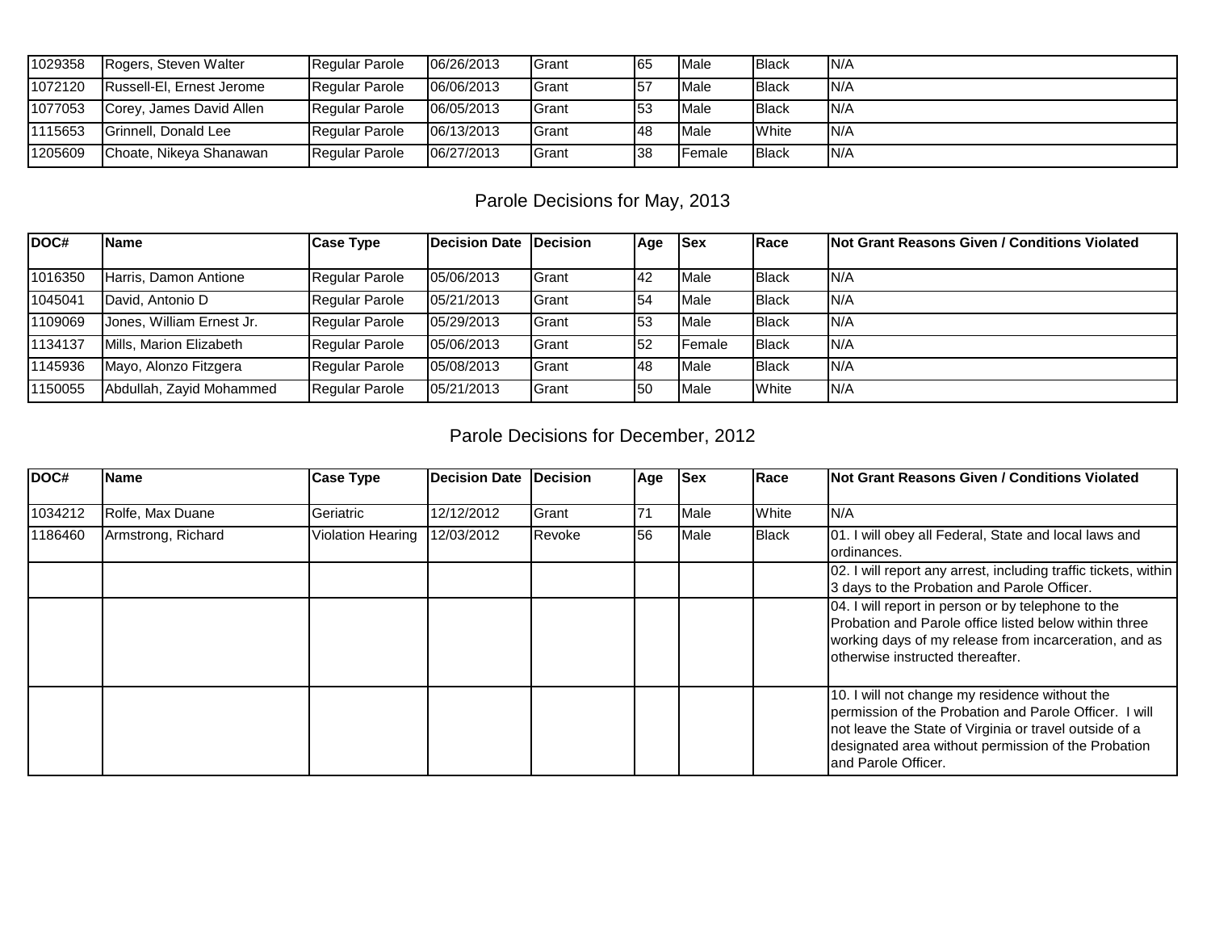| | | | | | | | | |
|---|---|---|---|---|---|---|---|---|
| 1029358 | Rogers, Steven Walter | Regular Parole | 06/26/2013 | Grant | 65 | Male | Black | N/A |
| 1072120 | Russell-El, Ernest Jerome | Regular Parole | 06/06/2013 | Grant | 57 | Male | Black | N/A |
| 1077053 | Corey, James David Allen | Regular Parole | 06/05/2013 | Grant | 53 | Male | Black | N/A |
| 1115653 | Grinnell, Donald Lee | Regular Parole | 06/13/2013 | Grant | 48 | Male | White | N/A |
| 1205609 | Choate, Nikeya Shanawan | Regular Parole | 06/27/2013 | Grant | 38 | Female | Black | N/A |

## Parole Decisions for May, 2013

| DOC# | Name | Case Type | Decision Date | Decision | Age | Sex | Race | Not Grant Reasons Given / Conditions Violated |
|---|---|---|---|---|---|---|---|---|
| 1016350 | Harris, Damon Antione | Regular Parole | 05/06/2013 | Grant | 42 | Male | Black | N/A |
| 1045041 | David, Antonio D | Regular Parole | 05/21/2013 | Grant | 54 | Male | Black | N/A |
| 1109069 | Jones, William Ernest Jr. | Regular Parole | 05/29/2013 | Grant | 53 | Male | Black | N/A |
| 1134137 | Mills, Marion Elizabeth | Regular Parole | 05/06/2013 | Grant | 52 | Female | Black | N/A |
| 1145936 | Mayo, Alonzo Fitzgera | Regular Parole | 05/08/2013 | Grant | 48 | Male | Black | N/A |
| 1150055 | Abdullah, Zayid Mohammed | Regular Parole | 05/21/2013 | Grant | 50 | Male | White | N/A |

## Parole Decisions for December, 2012

| DOC# | Name | Case Type | Decision Date | Decision | Age | Sex | Race | Not Grant Reasons Given / Conditions Violated |
|---|---|---|---|---|---|---|---|---|
| 1034212 | Rolfe, Max Duane | Geriatric | 12/12/2012 | Grant | 71 | Male | White | N/A |
| 1186460 | Armstrong, Richard | Violation Hearing | 12/03/2012 | Revoke | 56 | Male | Black | 01. I will obey all Federal, State and local laws and ordinances. |
| | | | | | | | | 02. I will report any arrest, including traffic tickets, within 3 days to the Probation and Parole Officer. |
| | | | | | | | | 04. I will report in person or by telephone to the Probation and Parole office listed below within three working days of my release from incarceration, and as otherwise instructed thereafter. |
| | | | | | | | | 10. I will not change my residence without the permission of the Probation and Parole Officer. I will not leave the State of Virginia or travel outside of a designated area without permission of the Probation and Parole Officer. |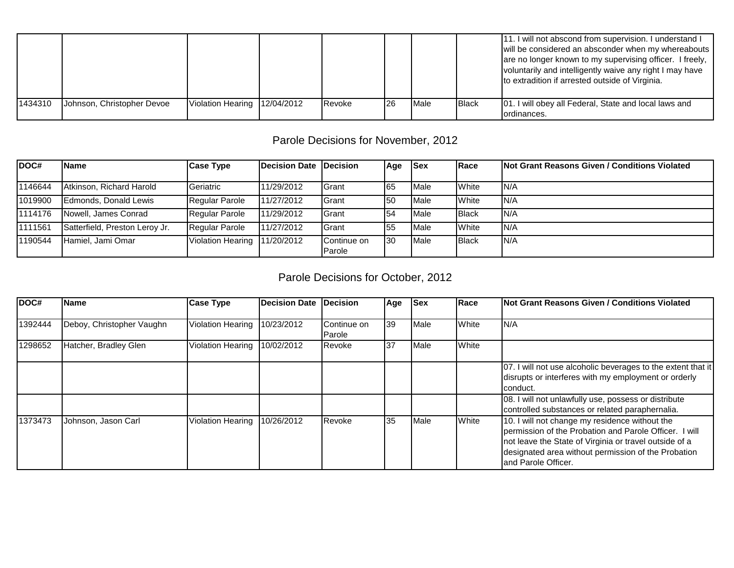|  |  |  |  |  |  |  |  | 11. I will not abscond from supervision. I understand I will be considered an absconder when my whereabouts are no longer known to my supervising officer. I freely, voluntarily and intelligently waive any right I may have to extradition if arrested outside of Virginia. |
|---|---|---|---|---|---|---|---|---|
| 1434310 | Johnson, Christopher Devoe | Violation Hearing | 12/04/2012 | Revoke | 26 | Male | Black | 01. I will obey all Federal, State and local laws and ordinances. |

## Parole Decisions for November, 2012

| DOC# | Name | Case Type | Decision Date | Decision | Age | Sex | Race | Not Grant Reasons Given / Conditions Violated |
|---|---|---|---|---|---|---|---|---|
| 1146644 | Atkinson, Richard Harold | Geriatric | 11/29/2012 | Grant | 65 | Male | White | N/A |
| 1019900 | Edmonds, Donald Lewis | Regular Parole | 11/27/2012 | Grant | 50 | Male | White | N/A |
| 1114176 | Nowell, James Conrad | Regular Parole | 11/29/2012 | Grant | 54 | Male | Black | N/A |
| 1111561 | Satterfield, Preston Leroy Jr. | Regular Parole | 11/27/2012 | Grant | 55 | Male | White | N/A |
| 1190544 | Hamiel, Jami Omar | Violation Hearing | 11/20/2012 | Continue on Parole | 30 | Male | Black | N/A |

## Parole Decisions for October, 2012

| DOC# | Name | Case Type | Decision Date | Decision | Age | Sex | Race | Not Grant Reasons Given / Conditions Violated |
|---|---|---|---|---|---|---|---|---|
| 1392444 | Deboy, Christopher Vaughn | Violation Hearing | 10/23/2012 | Continue on Parole | 39 | Male | White | N/A |
| 1298652 | Hatcher, Bradley Glen | Violation Hearing | 10/02/2012 | Revoke | 37 | Male | White |  |
|  |  |  |  |  |  |  |  | 07. I will not use alcoholic beverages to the extent that it disrupts or interferes with my employment or orderly conduct. |
|  |  |  |  |  |  |  |  | 08. I will not unlawfully use, possess or distribute controlled substances or related paraphernalia. |
| 1373473 | Johnson, Jason Carl | Violation Hearing | 10/26/2012 | Revoke | 35 | Male | White | 10. I will not change my residence without the permission of the Probation and Parole Officer. I will not leave the State of Virginia or travel outside of a designated area without permission of the Probation and Parole Officer. |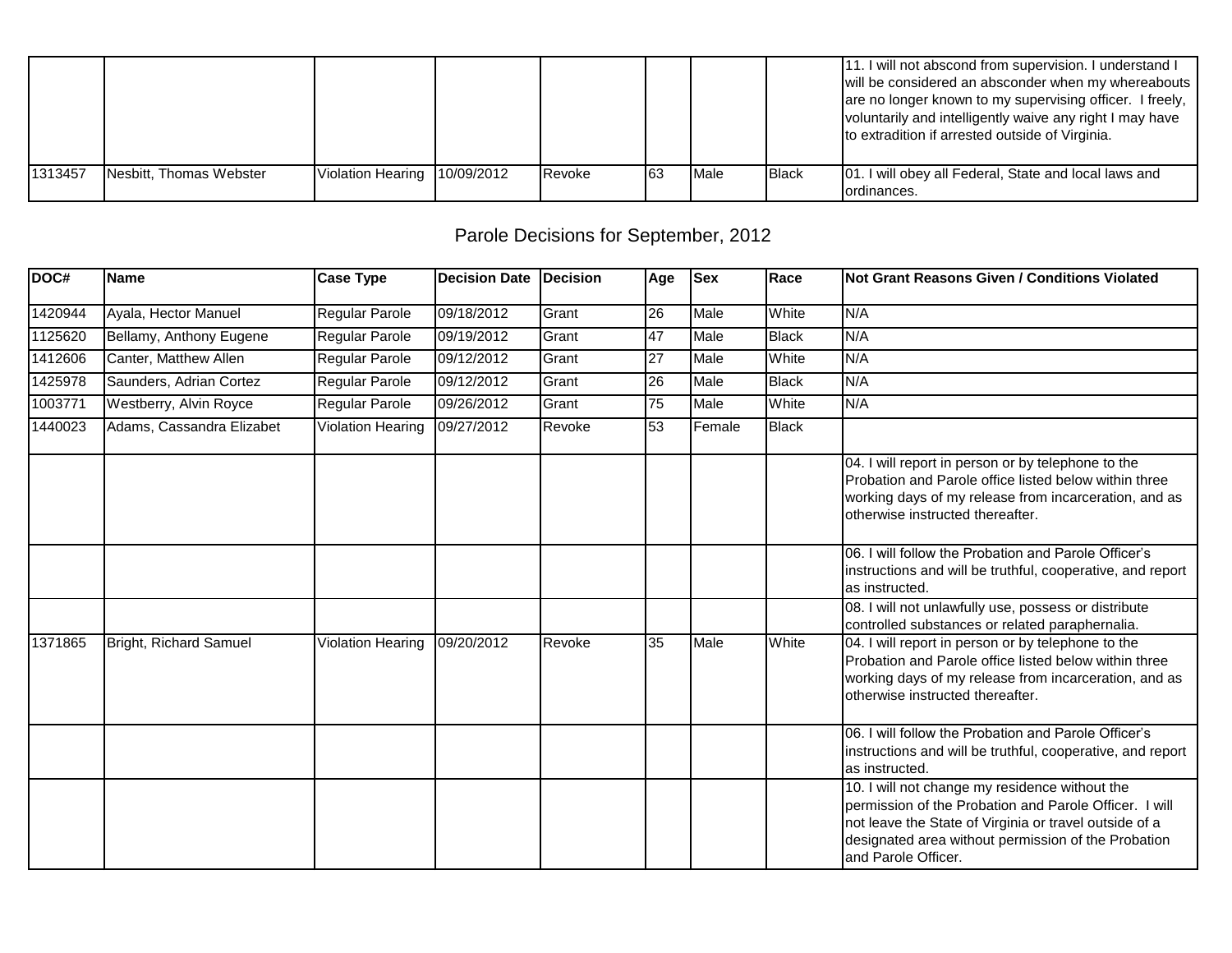| | | | | | | | | |
|---|---|---|---|---|---|---|---|---|
| | | | | | | | | 11. I will not abscond from supervision. I understand I will be considered an absconder when my whereabouts are no longer known to my supervising officer. I freely, voluntarily and intelligently waive any right I may have to extradition if arrested outside of Virginia. |
| 1313457 | Nesbitt, Thomas Webster | Violation Hearing | 10/09/2012 | Revoke | 63 | Male | Black | 01. I will obey all Federal, State and local laws and ordinances. |

## Parole Decisions for September, 2012

| DOC# | Name | Case Type | Decision Date | Decision | Age | Sex | Race | Not Grant Reasons Given / Conditions Violated |
|---|---|---|---|---|---|---|---|---|
| 1420944 | Ayala, Hector Manuel | Regular Parole | 09/18/2012 | Grant | 26 | Male | White | N/A |
| 1125620 | Bellamy, Anthony Eugene | Regular Parole | 09/19/2012 | Grant | 47 | Male | Black | N/A |
| 1412606 | Canter, Matthew Allen | Regular Parole | 09/12/2012 | Grant | 27 | Male | White | N/A |
| 1425978 | Saunders, Adrian Cortez | Regular Parole | 09/12/2012 | Grant | 26 | Male | Black | N/A |
| 1003771 | Westberry, Alvin Royce | Regular Parole | 09/26/2012 | Grant | 75 | Male | White | N/A |
| 1440023 | Adams, Cassandra Elizabet | Violation Hearing | 09/27/2012 | Revoke | 53 | Female | Black | |
| | | | | | | | | 04. I will report in person or by telephone to the Probation and Parole office listed below within three working days of my release from incarceration, and as otherwise instructed thereafter. |
| | | | | | | | | 06. I will follow the Probation and Parole Officer's instructions and will be truthful, cooperative, and report as instructed. |
| | | | | | | | | 08. I will not unlawfully use, possess or distribute controlled substances or related paraphernalia. |
| 1371865 | Bright, Richard Samuel | Violation Hearing | 09/20/2012 | Revoke | 35 | Male | White | 04. I will report in person or by telephone to the Probation and Parole office listed below within three working days of my release from incarceration, and as otherwise instructed thereafter. |
| | | | | | | | | 06. I will follow the Probation and Parole Officer's instructions and will be truthful, cooperative, and report as instructed. |
| | | | | | | | | 10. I will not change my residence without the permission of the Probation and Parole Officer. I will not leave the State of Virginia or travel outside of a designated area without permission of the Probation and Parole Officer. |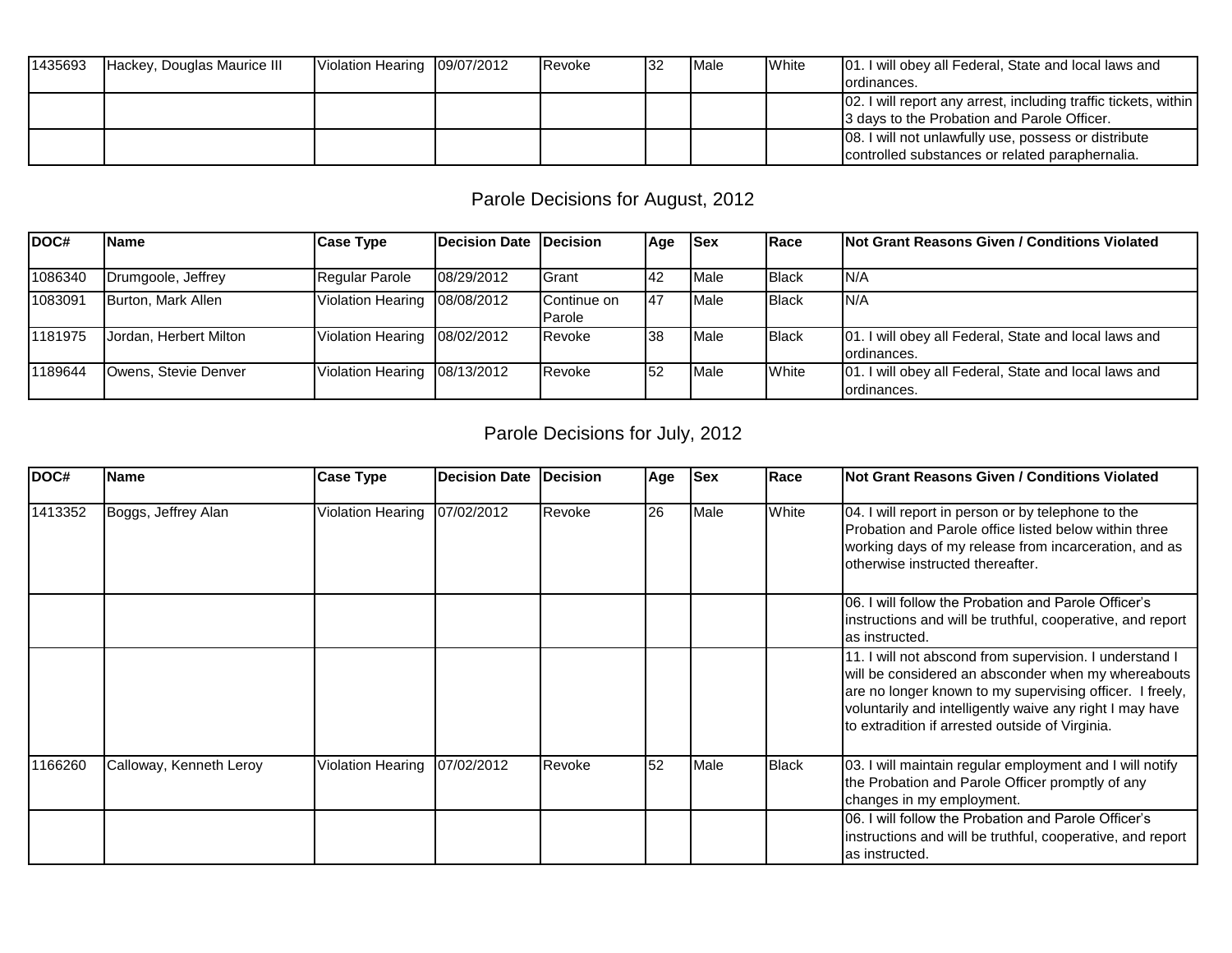| | | | | | | | | |
|---|---|---|---|---|---|---|---|---|
| 1435693 | Hackey, Douglas Maurice III | Violation Hearing | 09/07/2012 | Revoke | 32 | Male | White | 01. I will obey all Federal, State and local laws and ordinances. |
| | | | | | | | | 02. I will report any arrest, including traffic tickets, within 3 days to the Probation and Parole Officer. |
| | | | | | | | | 08. I will not unlawfully use, possess or distribute controlled substances or related paraphernalia. |

## Parole Decisions for August, 2012

| DOC# | Name | Case Type | Decision Date | Decision | Age | Sex | Race | Not Grant Reasons Given / Conditions Violated |
|---|---|---|---|---|---|---|---|---|
| 1086340 | Drumgoole, Jeffrey | Regular Parole | 08/29/2012 | Grant | 42 | Male | Black | N/A |
| 1083091 | Burton, Mark Allen | Violation Hearing | 08/08/2012 | Continue on Parole | 47 | Male | Black | N/A |
| 1181975 | Jordan, Herbert Milton | Violation Hearing | 08/02/2012 | Revoke | 38 | Male | Black | 01. I will obey all Federal, State and local laws and ordinances. |
| 1189644 | Owens, Stevie Denver | Violation Hearing | 08/13/2012 | Revoke | 52 | Male | White | 01. I will obey all Federal, State and local laws and ordinances. |

## Parole Decisions for July, 2012

| DOC# | Name | Case Type | Decision Date | Decision | Age | Sex | Race | Not Grant Reasons Given / Conditions Violated |
|---|---|---|---|---|---|---|---|---|
| 1413352 | Boggs, Jeffrey Alan | Violation Hearing | 07/02/2012 | Revoke | 26 | Male | White | 04. I will report in person or by telephone to the Probation and Parole office listed below within three working days of my release from incarceration, and as otherwise instructed thereafter. |
| | | | | | | | | 06. I will follow the Probation and Parole Officer's instructions and will be truthful, cooperative, and report as instructed. |
| | | | | | | | | 11. I will not abscond from supervision. I understand I will be considered an absconder when my whereabouts are no longer known to my supervising officer. I freely, voluntarily and intelligently waive any right I may have to extradition if arrested outside of Virginia. |
| 1166260 | Calloway, Kenneth Leroy | Violation Hearing | 07/02/2012 | Revoke | 52 | Male | Black | 03. I will maintain regular employment and I will notify the Probation and Parole Officer promptly of any changes in my employment. |
| | | | | | | | | 06. I will follow the Probation and Parole Officer's instructions and will be truthful, cooperative, and report as instructed. |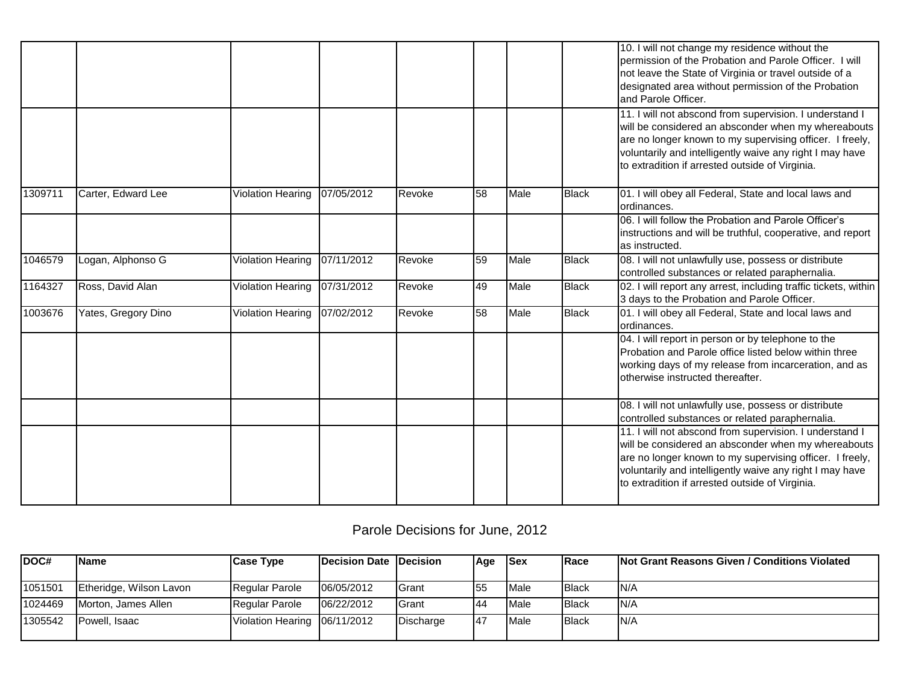| | | | | | | | | |
|---|---|---|---|---|---|---|---|---|
| | | | | | | | | 10. I will not change my residence without the permission of the Probation and Parole Officer. I will not leave the State of Virginia or travel outside of a designated area without permission of the Probation and Parole Officer. |
| | | | | | | | | 11. I will not abscond from supervision. I understand I will be considered an absconder when my whereabouts are no longer known to my supervising officer. I freely, voluntarily and intelligently waive any right I may have to extradition if arrested outside of Virginia. |
| 1309711 | Carter, Edward Lee | Violation Hearing | 07/05/2012 | Revoke | 58 | Male | Black | 01. I will obey all Federal, State and local laws and ordinances. |
| | | | | | | | | 06. I will follow the Probation and Parole Officer's instructions and will be truthful, cooperative, and report as instructed. |
| 1046579 | Logan, Alphonso G | Violation Hearing | 07/11/2012 | Revoke | 59 | Male | Black | 08. I will not unlawfully use, possess or distribute controlled substances or related paraphernalia. |
| 1164327 | Ross, David Alan | Violation Hearing | 07/31/2012 | Revoke | 49 | Male | Black | 02. I will report any arrest, including traffic tickets, within 3 days to the Probation and Parole Officer. |
| 1003676 | Yates, Gregory Dino | Violation Hearing | 07/02/2012 | Revoke | 58 | Male | Black | 01. I will obey all Federal, State and local laws and ordinances. |
| | | | | | | | | 04. I will report in person or by telephone to the Probation and Parole office listed below within three working days of my release from incarceration, and as otherwise instructed thereafter. |
| | | | | | | | | 08. I will not unlawfully use, possess or distribute controlled substances or related paraphernalia. |
| | | | | | | | | 11. I will not abscond from supervision. I understand I will be considered an absconder when my whereabouts are no longer known to my supervising officer. I freely, voluntarily and intelligently waive any right I may have to extradition if arrested outside of Virginia. |

## Parole Decisions for June, 2012

| DOC# | Name | Case Type | Decision Date | Decision | Age | Sex | Race | Not Grant Reasons Given / Conditions Violated |
|---|---|---|---|---|---|---|---|---|
| 1051501 | Etheridge, Wilson Lavon | Regular Parole | 06/05/2012 | Grant | 55 | Male | Black | N/A |
| 1024469 | Morton, James Allen | Regular Parole | 06/22/2012 | Grant | 44 | Male | Black | N/A |
| 1305542 | Powell, Isaac | Violation Hearing | 06/11/2012 | Discharge | 47 | Male | Black | N/A |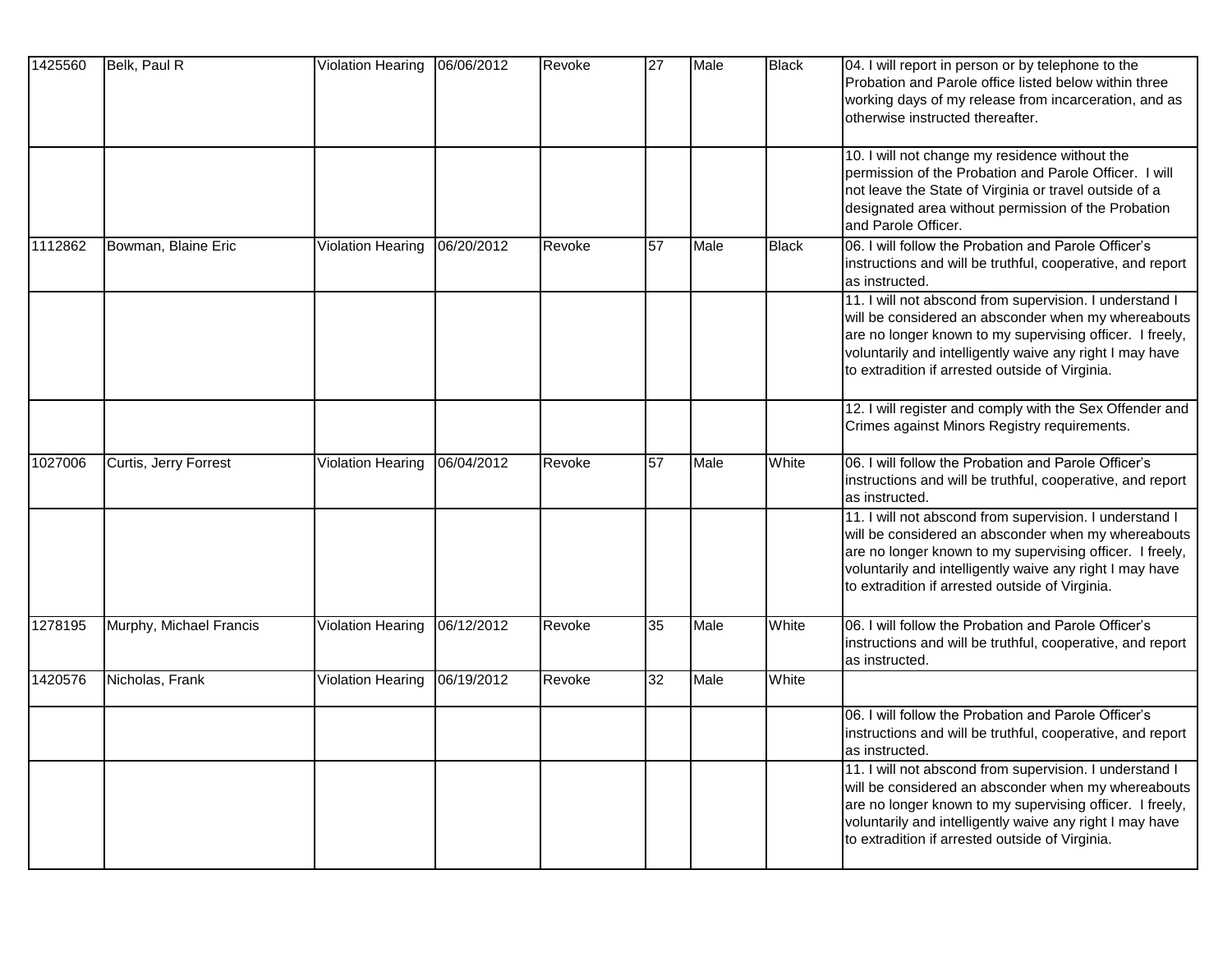| | | | | | | | | |
|---|---|---|---|---|---|---|---|---|
| 1425560 | Belk, Paul R | Violation Hearing | 06/06/2012 | Revoke | 27 | Male | Black | 04. I will report in person or by telephone to the Probation and Parole office listed below within three working days of my release from incarceration, and as otherwise instructed thereafter. |
| | | | | | | | | 10. I will not change my residence without the permission of the Probation and Parole Officer. I will not leave the State of Virginia or travel outside of a designated area without permission of the Probation and Parole Officer. |
| 1112862 | Bowman, Blaine Eric | Violation Hearing | 06/20/2012 | Revoke | 57 | Male | Black | 06. I will follow the Probation and Parole Officer's instructions and will be truthful, cooperative, and report as instructed. |
| | | | | | | | | 11. I will not abscond from supervision. I understand I will be considered an absconder when my whereabouts are no longer known to my supervising officer. I freely, voluntarily and intelligently waive any right I may have to extradition if arrested outside of Virginia. |
| | | | | | | | | 12. I will register and comply with the Sex Offender and Crimes against Minors Registry requirements. |
| 1027006 | Curtis, Jerry Forrest | Violation Hearing | 06/04/2012 | Revoke | 57 | Male | White | 06. I will follow the Probation and Parole Officer's instructions and will be truthful, cooperative, and report as instructed. |
| | | | | | | | | 11. I will not abscond from supervision. I understand I will be considered an absconder when my whereabouts are no longer known to my supervising officer. I freely, voluntarily and intelligently waive any right I may have to extradition if arrested outside of Virginia. |
| 1278195 | Murphy, Michael Francis | Violation Hearing | 06/12/2012 | Revoke | 35 | Male | White | 06. I will follow the Probation and Parole Officer's instructions and will be truthful, cooperative, and report as instructed. |
| 1420576 | Nicholas, Frank | Violation Hearing | 06/19/2012 | Revoke | 32 | Male | White | |
| | | | | | | | | 06. I will follow the Probation and Parole Officer's instructions and will be truthful, cooperative, and report as instructed. |
| | | | | | | | | 11. I will not abscond from supervision. I understand I will be considered an absconder when my whereabouts are no longer known to my supervising officer. I freely, voluntarily and intelligently waive any right I may have to extradition if arrested outside of Virginia. |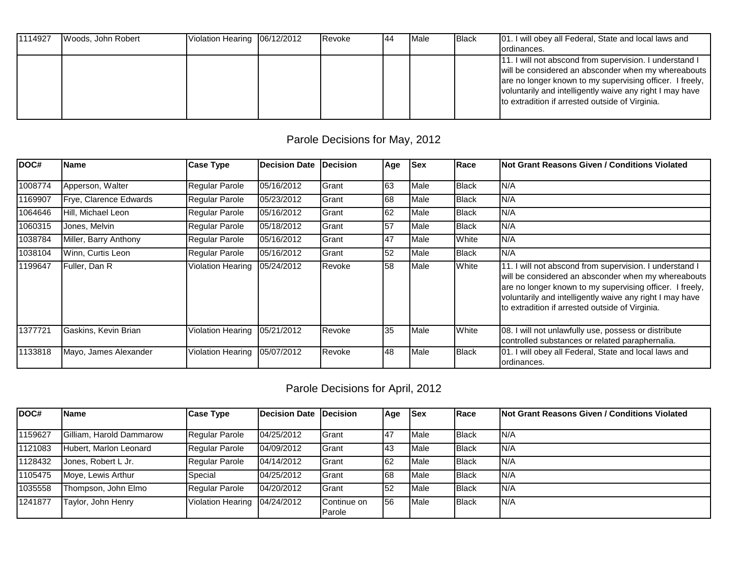| | | | | | | | | |
|---|---|---|---|---|---|---|---|---|
| 1114927 | Woods, John Robert | Violation Hearing | 06/12/2012 | Revoke | 44 | Male | Black | 01. I will obey all Federal, State and local laws and ordinances. |
| | | | | | | | | 11. I will not abscond from supervision. I understand I will be considered an absconder when my whereabouts are no longer known to my supervising officer. I freely, voluntarily and intelligently waive any right I may have to extradition if arrested outside of Virginia. |

## Parole Decisions for May, 2012

| DOC# | Name | Case Type | Decision Date | Decision | Age | Sex | Race | Not Grant Reasons Given / Conditions Violated |
|---|---|---|---|---|---|---|---|---|
| 1008774 | Apperson, Walter | Regular Parole | 05/16/2012 | Grant | 63 | Male | Black | N/A |
| 1169907 | Frye, Clarence Edwards | Regular Parole | 05/23/2012 | Grant | 68 | Male | Black | N/A |
| 1064646 | Hill, Michael Leon | Regular Parole | 05/16/2012 | Grant | 62 | Male | Black | N/A |
| 1060315 | Jones, Melvin | Regular Parole | 05/18/2012 | Grant | 57 | Male | Black | N/A |
| 1038784 | Miller, Barry Anthony | Regular Parole | 05/16/2012 | Grant | 47 | Male | White | N/A |
| 1038104 | Winn, Curtis Leon | Regular Parole | 05/16/2012 | Grant | 52 | Male | Black | N/A |
| 1199647 | Fuller, Dan R | Violation Hearing | 05/24/2012 | Revoke | 58 | Male | White | 11. I will not abscond from supervision. I understand I will be considered an absconder when my whereabouts are no longer known to my supervising officer. I freely, voluntarily and intelligently waive any right I may have to extradition if arrested outside of Virginia. |
| 1377721 | Gaskins, Kevin Brian | Violation Hearing | 05/21/2012 | Revoke | 35 | Male | White | 08. I will not unlawfully use, possess or distribute controlled substances or related paraphernalia. |
| 1133818 | Mayo, James Alexander | Violation Hearing | 05/07/2012 | Revoke | 48 | Male | Black | 01. I will obey all Federal, State and local laws and ordinances. |

## Parole Decisions for April, 2012

| DOC# | Name | Case Type | Decision Date | Decision | Age | Sex | Race | Not Grant Reasons Given / Conditions Violated |
|---|---|---|---|---|---|---|---|---|
| 1159627 | Gilliam, Harold Dammarow | Regular Parole | 04/25/2012 | Grant | 47 | Male | Black | N/A |
| 1121083 | Hubert, Marlon Leonard | Regular Parole | 04/09/2012 | Grant | 43 | Male | Black | N/A |
| 1128432 | Jones, Robert L Jr. | Regular Parole | 04/14/2012 | Grant | 62 | Male | Black | N/A |
| 1105475 | Moye, Lewis Arthur | Special | 04/25/2012 | Grant | 68 | Male | Black | N/A |
| 1035558 | Thompson, John Elmo | Regular Parole | 04/20/2012 | Grant | 52 | Male | Black | N/A |
| 1241877 | Taylor, John Henry | Violation Hearing | 04/24/2012 | Continue on Parole | 56 | Male | Black | N/A |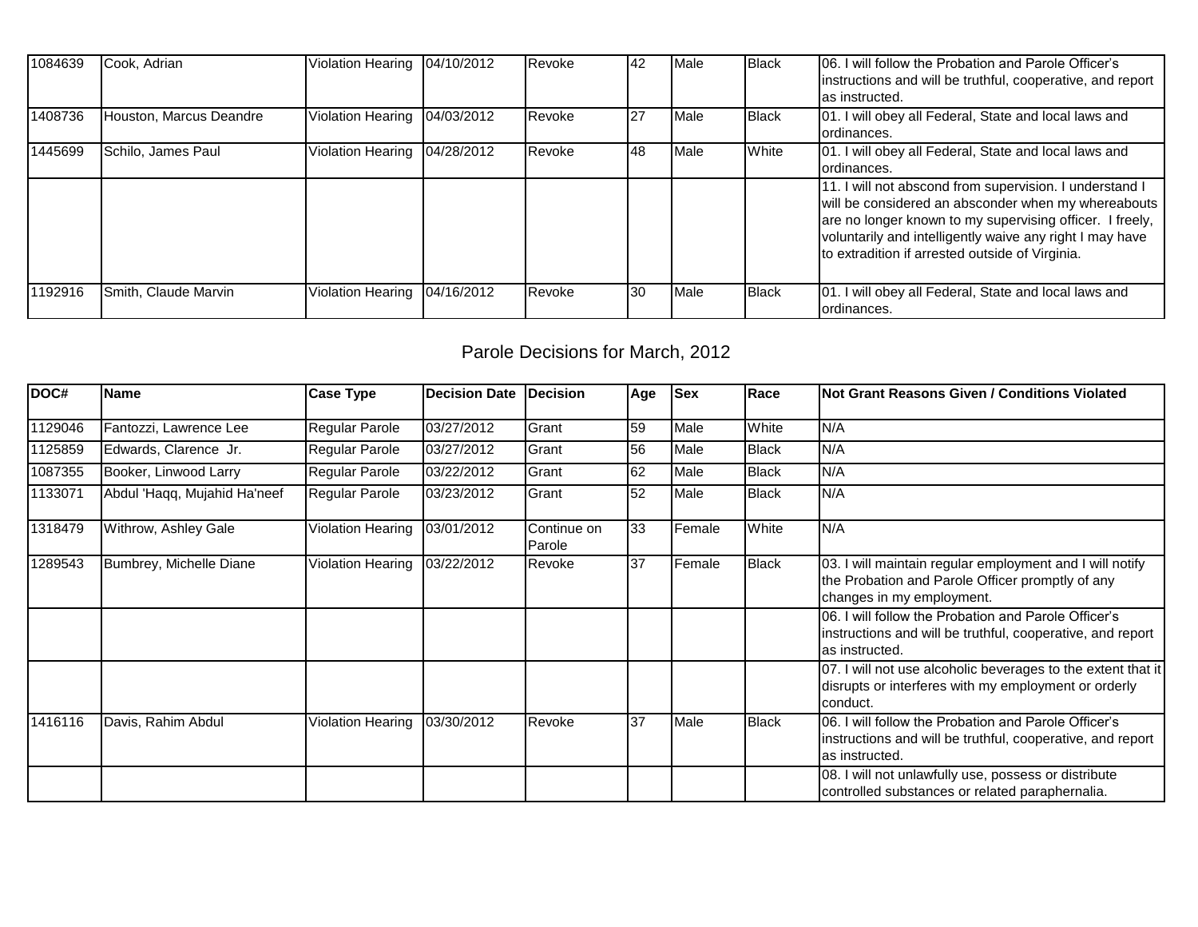| | | | | | | | | |
|---|---|---|---|---|---|---|---|---|
| 1084639 | Cook, Adrian | Violation Hearing | 04/10/2012 | Revoke | 42 | Male | Black | 06. I will follow the Probation and Parole Officer's instructions and will be truthful, cooperative, and report as instructed. |
| 1408736 | Houston, Marcus Deandre | Violation Hearing | 04/03/2012 | Revoke | 27 | Male | Black | 01. I will obey all Federal, State and local laws and ordinances. |
| 1445699 | Schilo, James Paul | Violation Hearing | 04/28/2012 | Revoke | 48 | Male | White | 01. I will obey all Federal, State and local laws and ordinances. |
| | | | | | | | | 11. I will not abscond from supervision. I understand I will be considered an absconder when my whereabouts are no longer known to my supervising officer. I freely, voluntarily and intelligently waive any right I may have to extradition if arrested outside of Virginia. |
| 1192916 | Smith, Claude Marvin | Violation Hearing | 04/16/2012 | Revoke | 30 | Male | Black | 01. I will obey all Federal, State and local laws and ordinances. |

## Parole Decisions for March, 2012

| DOC# | Name | Case Type | Decision Date | Decision | Age | Sex | Race | Not Grant Reasons Given / Conditions Violated |
|---|---|---|---|---|---|---|---|---|
| 1129046 | Fantozzi, Lawrence Lee | Regular Parole | 03/27/2012 | Grant | 59 | Male | White | N/A |
| 1125859 | Edwards, Clarence Jr. | Regular Parole | 03/27/2012 | Grant | 56 | Male | Black | N/A |
| 1087355 | Booker, Linwood Larry | Regular Parole | 03/22/2012 | Grant | 62 | Male | Black | N/A |
| 1133071 | Abdul 'Haqq, Mujahid Ha'neef | Regular Parole | 03/23/2012 | Grant | 52 | Male | Black | N/A |
| 1318479 | Withrow, Ashley Gale | Violation Hearing | 03/01/2012 | Continue on Parole | 33 | Female | White | N/A |
| 1289543 | Bumbrey, Michelle Diane | Violation Hearing | 03/22/2012 | Revoke | 37 | Female | Black | 03. I will maintain regular employment and I will notify the Probation and Parole Officer promptly of any changes in my employment. |
| | | | | | | | | 06. I will follow the Probation and Parole Officer's instructions and will be truthful, cooperative, and report as instructed. |
| | | | | | | | | 07. I will not use alcoholic beverages to the extent that it disrupts or interferes with my employment or orderly conduct. |
| 1416116 | Davis, Rahim Abdul | Violation Hearing | 03/30/2012 | Revoke | 37 | Male | Black | 06. I will follow the Probation and Parole Officer's instructions and will be truthful, cooperative, and report as instructed. |
| | | | | | | | | 08. I will not unlawfully use, possess or distribute controlled substances or related paraphernalia. |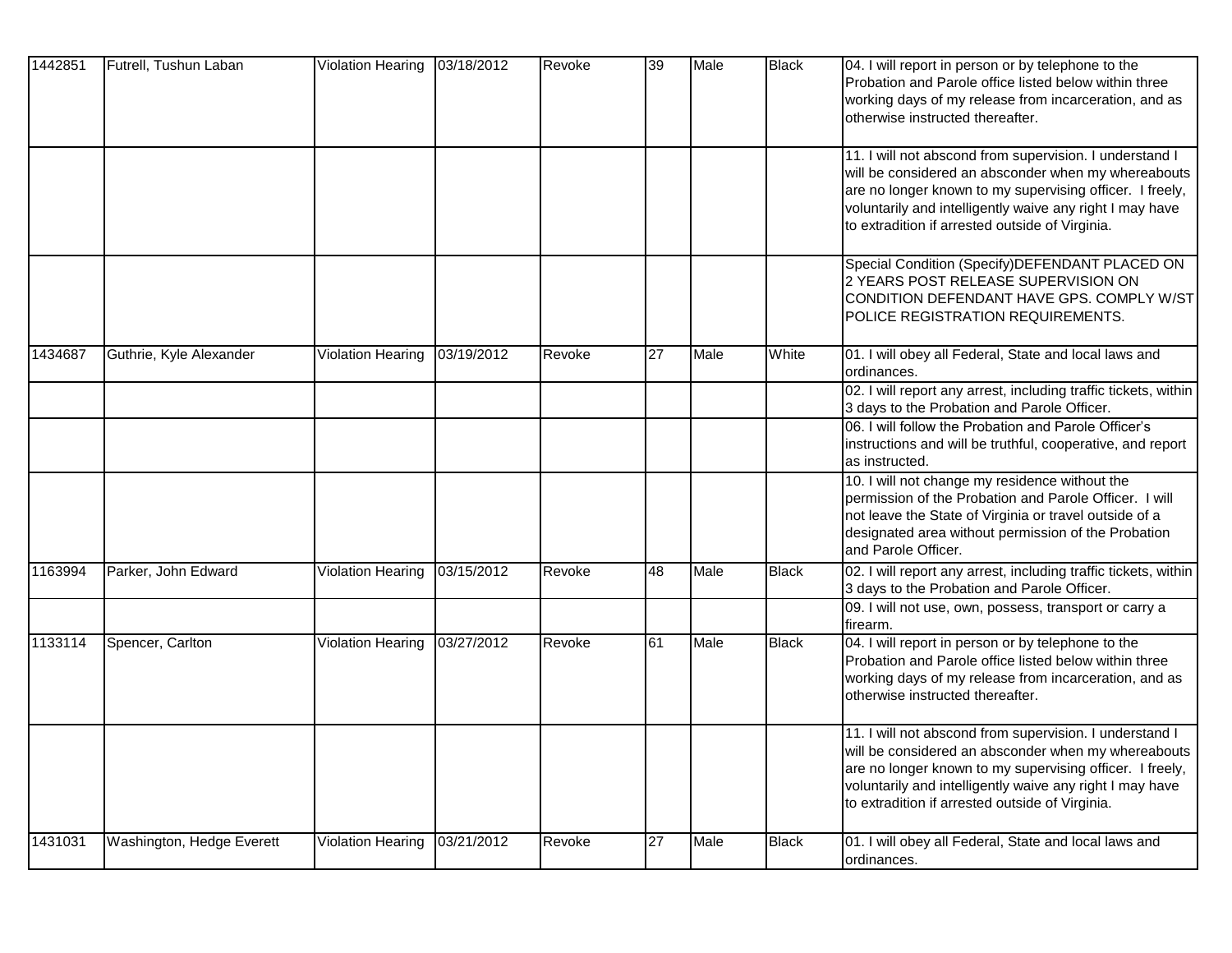| | | | | | | | | |
|---|---|---|---|---|---|---|---|---|
| 1442851 | Futrell, Tushun Laban | Violation Hearing | 03/18/2012 | Revoke | 39 | Male | Black | 04. I will report in person or by telephone to the Probation and Parole office listed below within three working days of my release from incarceration, and as otherwise instructed thereafter. |
| | | | | | | | | 11. I will not abscond from supervision. I understand I will be considered an absconder when my whereabouts are no longer known to my supervising officer. I freely, voluntarily and intelligently waive any right I may have to extradition if arrested outside of Virginia. |
| | | | | | | | | Special Condition (Specify)DEFENDANT PLACED ON 2 YEARS POST RELEASE SUPERVISION ON CONDITION DEFENDANT HAVE GPS. COMPLY W/ST POLICE REGISTRATION REQUIREMENTS. |
| 1434687 | Guthrie, Kyle Alexander | Violation Hearing | 03/19/2012 | Revoke | 27 | Male | White | 01. I will obey all Federal, State and local laws and ordinances. |
| | | | | | | | | 02. I will report any arrest, including traffic tickets, within 3 days to the Probation and Parole Officer. |
| | | | | | | | | 06. I will follow the Probation and Parole Officer's instructions and will be truthful, cooperative, and report as instructed. |
| | | | | | | | | 10. I will not change my residence without the permission of the Probation and Parole Officer. I will not leave the State of Virginia or travel outside of a designated area without permission of the Probation and Parole Officer. |
| 1163994 | Parker, John Edward | Violation Hearing | 03/15/2012 | Revoke | 48 | Male | Black | 02. I will report any arrest, including traffic tickets, within 3 days to the Probation and Parole Officer. |
| | | | | | | | | 09. I will not use, own, possess, transport or carry a firearm. |
| 1133114 | Spencer, Carlton | Violation Hearing | 03/27/2012 | Revoke | 61 | Male | Black | 04. I will report in person or by telephone to the Probation and Parole office listed below within three working days of my release from incarceration, and as otherwise instructed thereafter. |
| | | | | | | | | 11. I will not abscond from supervision. I understand I will be considered an absconder when my whereabouts are no longer known to my supervising officer. I freely, voluntarily and intelligently waive any right I may have to extradition if arrested outside of Virginia. |
| 1431031 | Washington, Hedge Everett | Violation Hearing | 03/21/2012 | Revoke | 27 | Male | Black | 01. I will obey all Federal, State and local laws and ordinances. |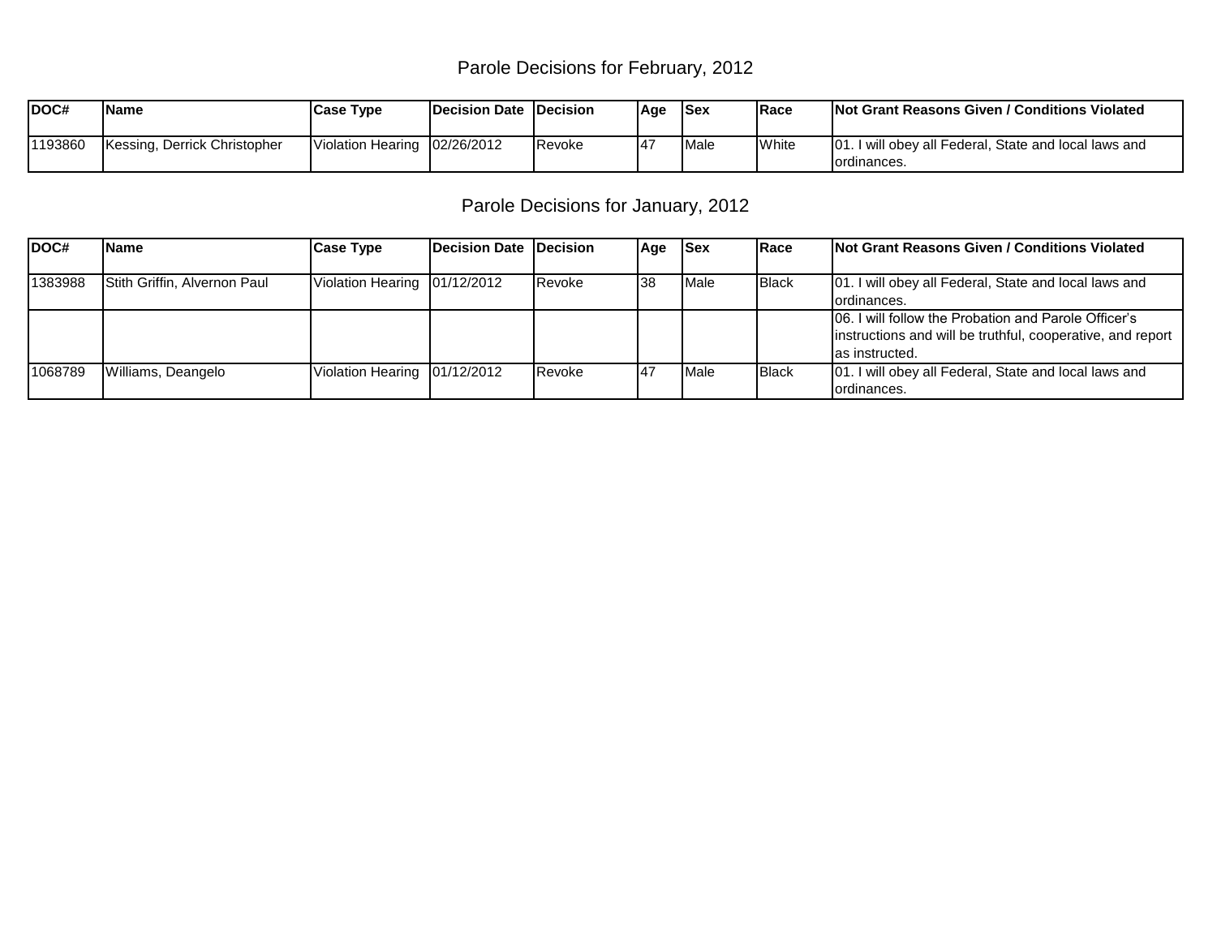## Parole Decisions for February, 2012

| DOC# | Name | Case Type | Decision Date | Decision | Age | Sex | Race | Not Grant Reasons Given / Conditions Violated |
|---|---|---|---|---|---|---|---|---|
| 1193860 | Kessing, Derrick Christopher | Violation Hearing | 02/26/2012 | Revoke | 47 | Male | White | 01. I will obey all Federal, State and local laws and ordinances. |

## Parole Decisions for January, 2012

| DOC# | Name | Case Type | Decision Date | Decision | Age | Sex | Race | Not Grant Reasons Given / Conditions Violated |
|---|---|---|---|---|---|---|---|---|
| 1383988 | Stith Griffin, Alvernon Paul | Violation Hearing | 01/12/2012 | Revoke | 38 | Male | Black | 01. I will obey all Federal, State and local laws and ordinances. |
| | | | | | | | | 06. I will follow the Probation and Parole Officer's instructions and will be truthful, cooperative, and report as instructed. |
| 1068789 | Williams, Deangelo | Violation Hearing | 01/12/2012 | Revoke | 47 | Male | Black | 01. I will obey all Federal, State and local laws and ordinances. |